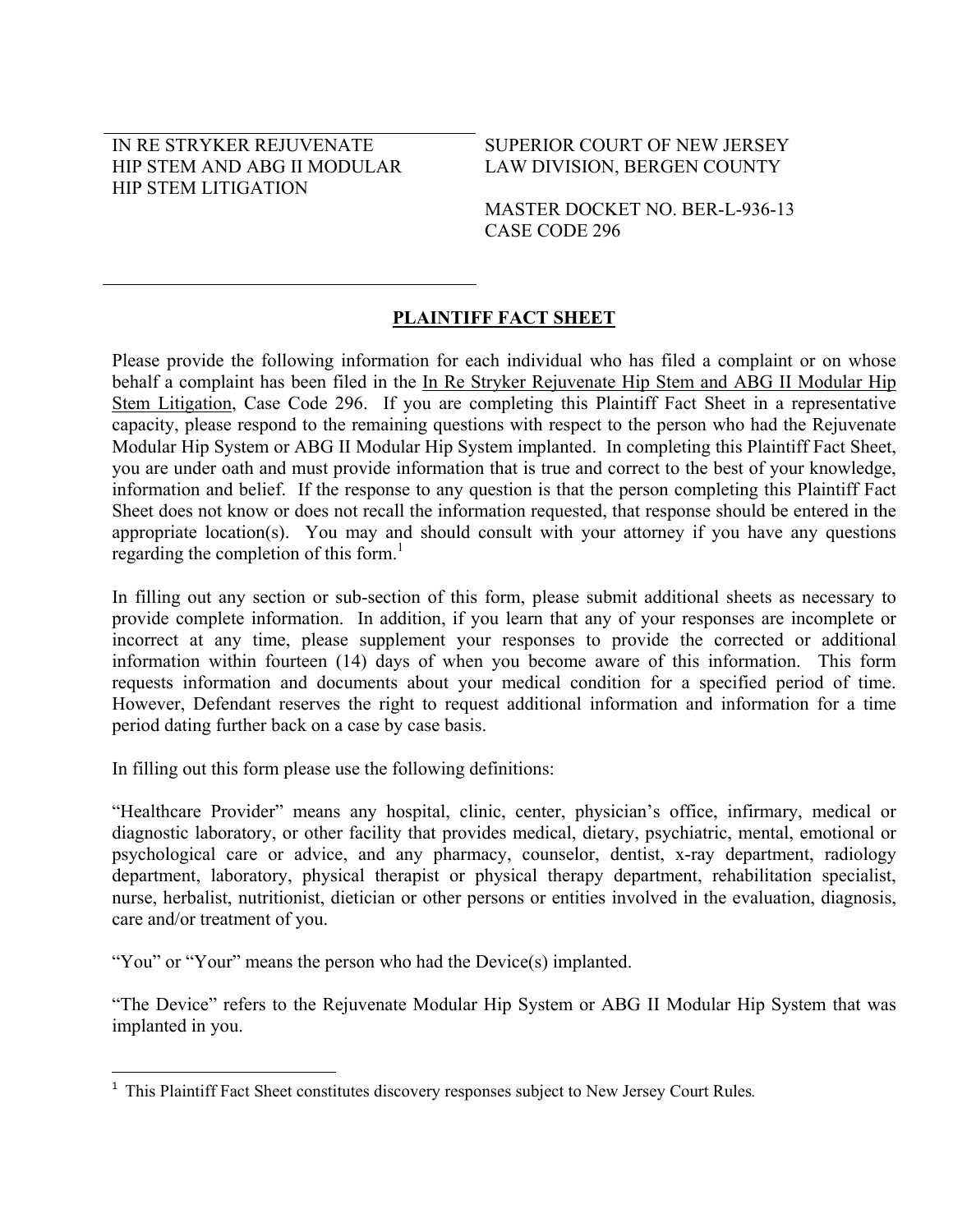| IN RE STRYKER REJUVENATE HIP STEM AND ABG II MODULAR HIP STEM LITIGATION | SUPERIOR COURT OF NEW JERSEY LAW DIVISION, BERGEN COUNTY<br><br>MASTER DOCKET NO. BER-L-936-13<br>CASE CODE 296 |
|---|---|

## PLAINTIFF FACT SHEET

Please provide the following information for each individual who has filed a complaint or on whose behalf a complaint has been filed in the In Re Stryker Rejuvenate Hip Stem and ABG II Modular Hip Stem Litigation, Case Code 296. If you are completing this Plaintiff Fact Sheet in a representative capacity, please respond to the remaining questions with respect to the person who had the Rejuvenate Modular Hip System or ABG II Modular Hip System implanted. In completing this Plaintiff Fact Sheet, you are under oath and must provide information that is true and correct to the best of your knowledge, information and belief. If the response to any question is that the person completing this Plaintiff Fact Sheet does not know or does not recall the information requested, that response should be entered in the appropriate location(s). You may and should consult with your attorney if you have any questions regarding the completion of this form.[1]

In filling out any section or sub-section of this form, please submit additional sheets as necessary to provide complete information. In addition, if you learn that any of your responses are incomplete or incorrect at any time, please supplement your responses to provide the corrected or additional information within fourteen (14) days of when you become aware of this information. This form requests information and documents about your medical condition for a specified period of time. However, Defendant reserves the right to request additional information and information for a time period dating further back on a case by case basis.

In filling out this form please use the following definitions:

"Healthcare Provider" means any hospital, clinic, center, physician's office, infirmary, medical or diagnostic laboratory, or other facility that provides medical, dietary, psychiatric, mental, emotional or psychological care or advice, and any pharmacy, counselor, dentist, x-ray department, radiology department, laboratory, physical therapist or physical therapy department, rehabilitation specialist, nurse, herbalist, nutritionist, dietician or other persons or entities involved in the evaluation, diagnosis, care and/or treatment of you.

"You" or "Your" means the person who had the Device(s) implanted.

"The Device" refers to the Rejuvenate Modular Hip System or ABG II Modular Hip System that was implanted in you.

---

[1] This Plaintiff Fact Sheet constitutes discovery responses subject to New Jersey Court Rules.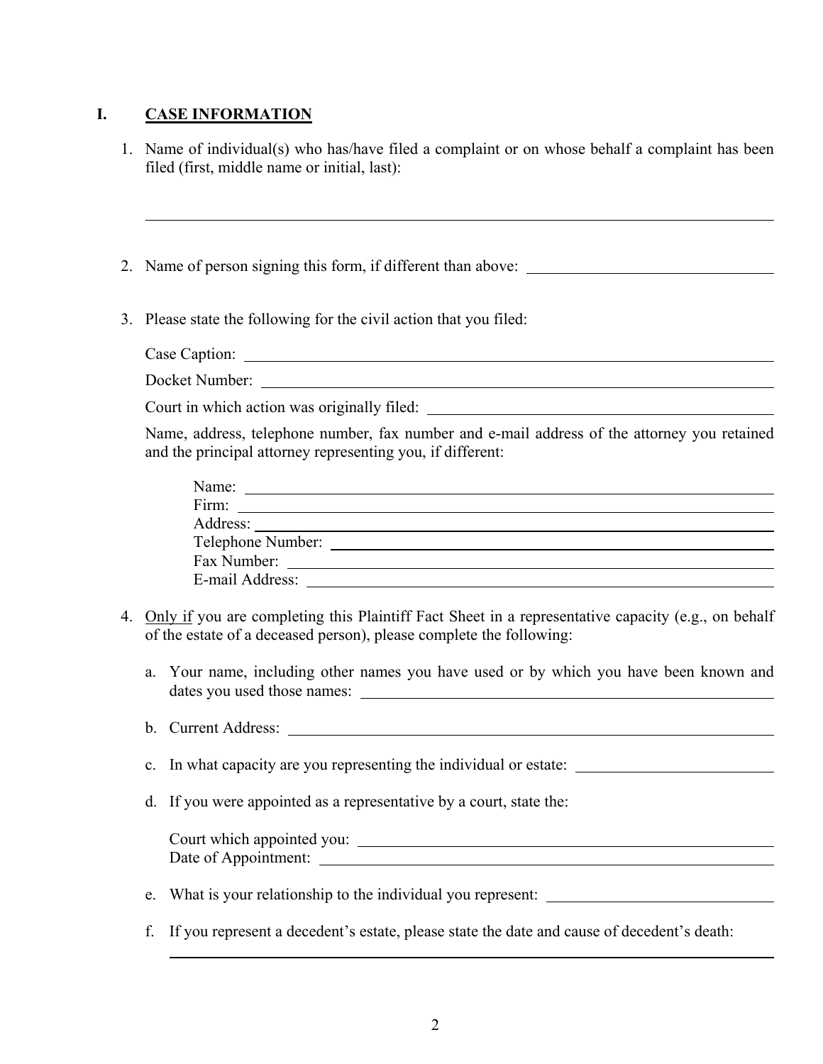## I. <u>CASE INFORMATION</u>

1. Name of individual(s) who has/have filed a complaint or on whose behalf a complaint has been filed (first, middle name or initial, last):

   ______________________________________________________________________

2. Name of person signing this form, if different than above: ______________________________

3. Please state the following for the civil action that you filed:

   Case Caption: ______________________________________________________________

   Docket Number: ____________________________________________________________

   Court in which action was originally filed: ____________________________________

   Name, address, telephone number, fax number and e-mail address of the attorney you retained and the principal attorney representing you, if different:

   Name: ____________________________________________________________
   Firm: _____________________________________________________________
   Address: __________________________________________________________
   Telephone Number: __________________________________________________
   Fax Number: _______________________________________________________
   E-mail Address: _____________________________________________________

4. <u>Only if</u> you are completing this Plaintiff Fact Sheet in a representative capacity (e.g., on behalf of the estate of a deceased person), please complete the following:

   a. Your name, including other names you have used or by which you have been known and dates you used those names: ______________________________________________

   b. Current Address: ____________________________________________________

   c. In what capacity are you representing the individual or estate: ________________________

   d. If you were appointed as a representative by a court, state the:

      Court which appointed you: ____________________________________________
      Date of Appointment: ________________________________________________

   e. What is your relationship to the individual you represent: ____________________________

   f. If you represent a decedent's estate, please state the date and cause of decedent's death:

      ______________________________________________________________________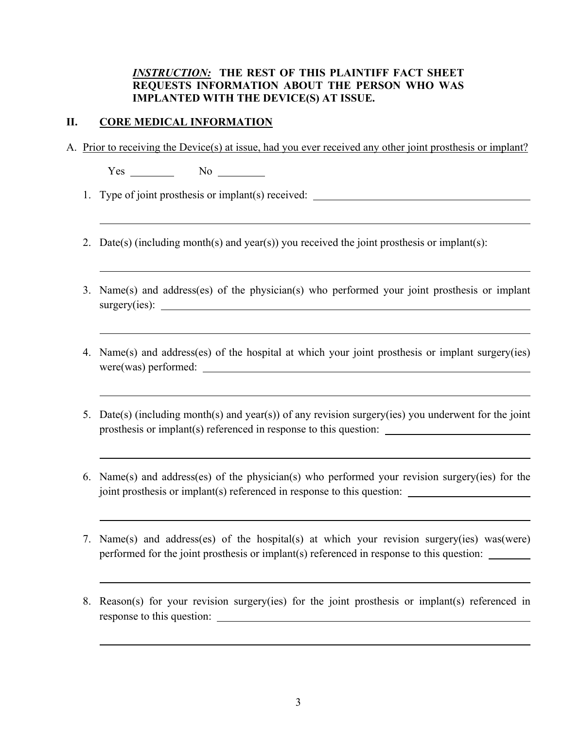***INSTRUCTION:*** **THE REST OF THIS PLAINTIFF FACT SHEET REQUESTS INFORMATION ABOUT THE PERSON WHO WAS IMPLANTED WITH THE DEVICE(S) AT ISSUE.**

## II. CORE MEDICAL INFORMATION

A. Prior to receiving the Device(s) at issue, had you ever received any other joint prosthesis or implant?

Yes ________ No ________

1. Type of joint prosthesis or implant(s) received: ____________________________________________

   ______________________________________________________________________________

2. Date(s) (including month(s) and year(s)) you received the joint prosthesis or implant(s):

   ______________________________________________________________________________

3. Name(s) and address(es) of the physician(s) who performed your joint prosthesis or implant surgery(ies): ______________________________________________________________

   ______________________________________________________________________________

4. Name(s) and address(es) of the hospital at which your joint prosthesis or implant surgery(ies) were(was) performed: ______________________________________________________

   ______________________________________________________________________________

5. Date(s) (including month(s) and year(s)) of any revision surgery(ies) you underwent for the joint prosthesis or implant(s) referenced in response to this question: ____________________________

   ______________________________________________________________________________

6. Name(s) and address(es) of the physician(s) who performed your revision surgery(ies) for the joint prosthesis or implant(s) referenced in response to this question: ______________________

   ______________________________________________________________________________

7. Name(s) and address(es) of the hospital(s) at which your revision surgery(ies) was(were) performed for the joint prosthesis or implant(s) referenced in response to this question: ________

   ______________________________________________________________________________

8. Reason(s) for your revision surgery(ies) for the joint prosthesis or implant(s) referenced in response to this question: ______________________________________________________

   ______________________________________________________________________________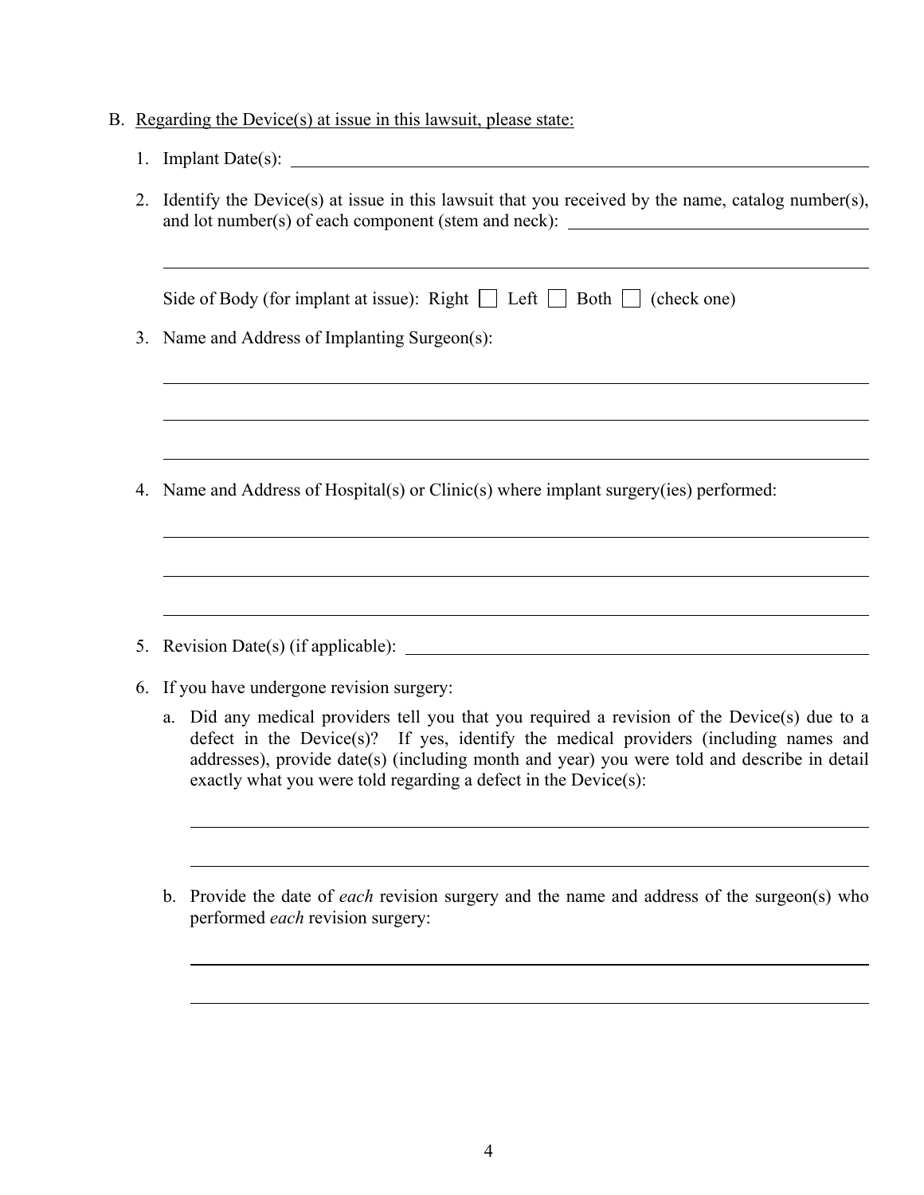B. Regarding the Device(s) at issue in this lawsuit, please state:

1. Implant Date(s): ______________________________________________

2. Identify the Device(s) at issue in this lawsuit that you received by the name, catalog number(s), and lot number(s) of each component (stem and neck): ______________________________________________

   ______________________________________________

   Side of Body (for implant at issue): Right ☐ Left ☐ Both ☐ (check one)

3. Name and Address of Implanting Surgeon(s):

   ______________________________________________

   ______________________________________________

   ______________________________________________

4. Name and Address of Hospital(s) or Clinic(s) where implant surgery(ies) performed:

   ______________________________________________

   ______________________________________________

   ______________________________________________

5. Revision Date(s) (if applicable): ______________________________________________

6. If you have undergone revision surgery:

   a. Did any medical providers tell you that you required a revision of the Device(s) due to a defect in the Device(s)? If yes, identify the medical providers (including names and addresses), provide date(s) (including month and year) you were told and describe in detail exactly what you were told regarding a defect in the Device(s):

      ______________________________________________

      ______________________________________________

   b. Provide the date of *each* revision surgery and the name and address of the surgeon(s) who performed *each* revision surgery:

      ______________________________________________

      ______________________________________________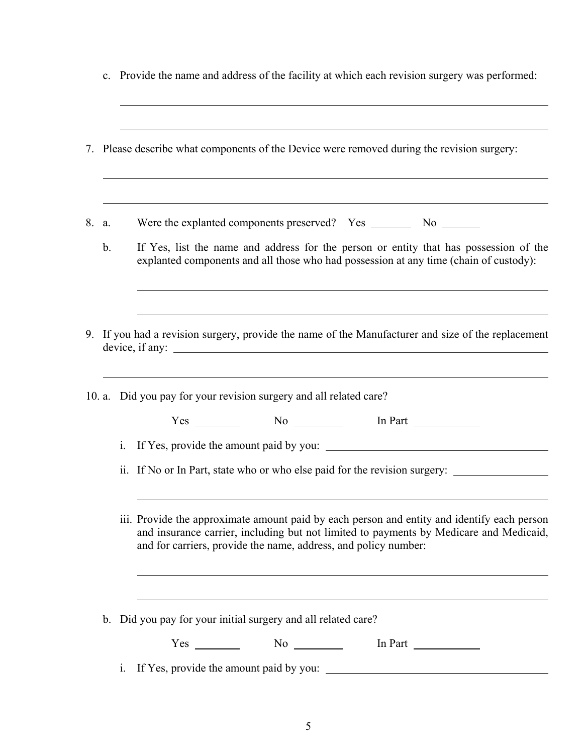c. Provide the name and address of the facility at which each revision surgery was performed:

\_\_\_\_\_\_\_\_\_\_\_\_\_\_\_\_\_\_\_\_\_\_\_\_\_\_\_\_\_\_\_\_\_\_\_\_\_\_\_\_\_\_\_\_\_\_\_\_\_\_\_\_\_\_\_\_\_\_\_\_\_\_\_\_\_\_\_\_\_\_

\_\_\_\_\_\_\_\_\_\_\_\_\_\_\_\_\_\_\_\_\_\_\_\_\_\_\_\_\_\_\_\_\_\_\_\_\_\_\_\_\_\_\_\_\_\_\_\_\_\_\_\_\_\_\_\_\_\_\_\_\_\_\_\_\_\_\_\_\_\_

7. Please describe what components of the Device were removed during the revision surgery:

\_\_\_\_\_\_\_\_\_\_\_\_\_\_\_\_\_\_\_\_\_\_\_\_\_\_\_\_\_\_\_\_\_\_\_\_\_\_\_\_\_\_\_\_\_\_\_\_\_\_\_\_\_\_\_\_\_\_\_\_\_\_\_\_\_\_\_\_\_\_

\_\_\_\_\_\_\_\_\_\_\_\_\_\_\_\_\_\_\_\_\_\_\_\_\_\_\_\_\_\_\_\_\_\_\_\_\_\_\_\_\_\_\_\_\_\_\_\_\_\_\_\_\_\_\_\_\_\_\_\_\_\_\_\_\_\_\_\_\_\_

8. a. Were the explanted components preserved? Yes \_\_\_\_\_\_\_ No \_\_\_\_\_\_\_

   b. If Yes, list the name and address for the person or entity that has possession of the explanted components and all those who had possession at any time (chain of custody):

   \_\_\_\_\_\_\_\_\_\_\_\_\_\_\_\_\_\_\_\_\_\_\_\_\_\_\_\_\_\_\_\_\_\_\_\_\_\_\_\_\_\_\_\_\_\_\_\_\_\_\_\_\_\_\_\_\_\_\_\_\_\_\_\_\_\_\_\_\_\_

   \_\_\_\_\_\_\_\_\_\_\_\_\_\_\_\_\_\_\_\_\_\_\_\_\_\_\_\_\_\_\_\_\_\_\_\_\_\_\_\_\_\_\_\_\_\_\_\_\_\_\_\_\_\_\_\_\_\_\_\_\_\_\_\_\_\_\_\_\_\_

9. If you had a revision surgery, provide the name of the Manufacturer and size of the replacement device, if any: \_\_\_\_\_\_\_\_\_\_\_\_\_\_\_\_\_\_\_\_\_\_\_\_\_\_\_\_\_\_\_\_\_\_\_\_\_\_\_\_\_\_\_\_\_\_\_\_\_\_\_\_\_\_\_\_

\_\_\_\_\_\_\_\_\_\_\_\_\_\_\_\_\_\_\_\_\_\_\_\_\_\_\_\_\_\_\_\_\_\_\_\_\_\_\_\_\_\_\_\_\_\_\_\_\_\_\_\_\_\_\_\_\_\_\_\_\_\_\_\_\_\_\_\_\_\_

10. a. Did you pay for your revision surgery and all related care?

    Yes \_\_\_\_\_\_\_\_ No \_\_\_\_\_\_\_\_ In Part \_\_\_\_\_\_\_\_\_\_\_

    i. If Yes, provide the amount paid by you: \_\_\_\_\_\_\_\_\_\_\_\_\_\_\_\_\_\_\_\_\_\_\_\_\_\_\_\_\_\_\_\_\_\_\_\_\_\_\_

    ii. If No or In Part, state who or who else paid for the revision surgery: \_\_\_\_\_\_\_\_\_\_\_\_\_\_\_\_

    \_\_\_\_\_\_\_\_\_\_\_\_\_\_\_\_\_\_\_\_\_\_\_\_\_\_\_\_\_\_\_\_\_\_\_\_\_\_\_\_\_\_\_\_\_\_\_\_\_\_\_\_\_\_\_\_\_\_\_\_\_\_\_\_\_\_\_\_\_\_

    iii. Provide the approximate amount paid by each person and entity and identify each person and insurance carrier, including but not limited to payments by Medicare and Medicaid, and for carriers, provide the name, address, and policy number:

    \_\_\_\_\_\_\_\_\_\_\_\_\_\_\_\_\_\_\_\_\_\_\_\_\_\_\_\_\_\_\_\_\_\_\_\_\_\_\_\_\_\_\_\_\_\_\_\_\_\_\_\_\_\_\_\_\_\_\_\_\_\_\_\_\_\_\_\_\_\_

    \_\_\_\_\_\_\_\_\_\_\_\_\_\_\_\_\_\_\_\_\_\_\_\_\_\_\_\_\_\_\_\_\_\_\_\_\_\_\_\_\_\_\_\_\_\_\_\_\_\_\_\_\_\_\_\_\_\_\_\_\_\_\_\_\_\_\_\_\_\_

    b. Did you pay for your initial surgery and all related care?

    Yes \_\_\_\_\_\_\_\_ No \_\_\_\_\_\_\_\_ In Part \_\_\_\_\_\_\_\_\_\_\_

    i. If Yes, provide the amount paid by you: \_\_\_\_\_\_\_\_\_\_\_\_\_\_\_\_\_\_\_\_\_\_\_\_\_\_\_\_\_\_\_\_\_\_\_\_\_\_\_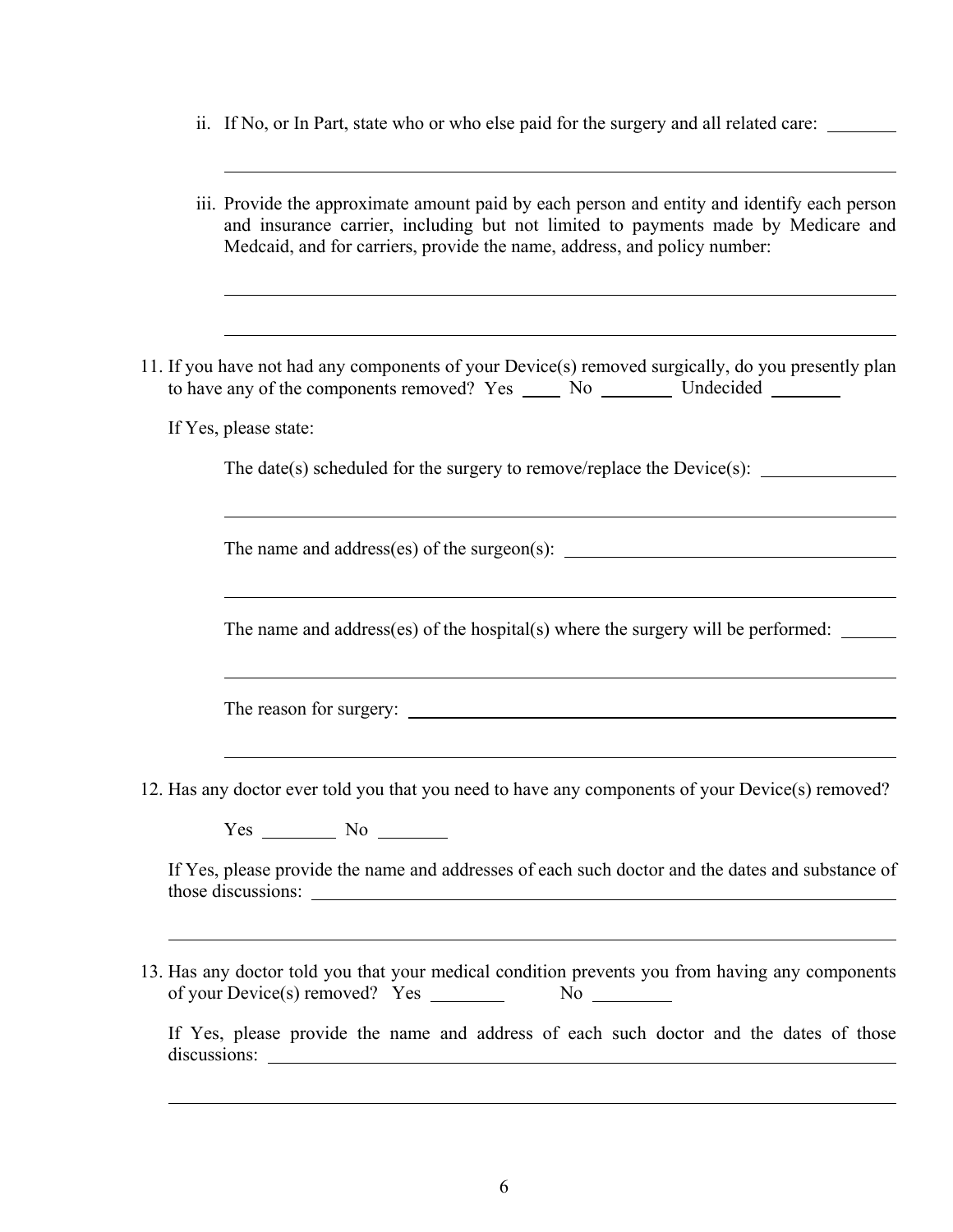ii. If No, or In Part, state who or who else paid for the surgery and all related care: ________

______________________________________________________________________

iii. Provide the approximate amount paid by each person and entity and identify each person and insurance carrier, including but not limited to payments made by Medicare and Medcaid, and for carriers, provide the name, address, and policy number:

______________________________________________________________________

______________________________________________________________________

11. If you have not had any components of your Device(s) removed surgically, do you presently plan to have any of the components removed? Yes ____ No ________ Undecided ________

If Yes, please state:

The date(s) scheduled for the surgery to remove/replace the Device(s): ______________

______________________________________________________________________

The name and address(es) of the surgeon(s): ______________________________________

______________________________________________________________________

The name and address(es) of the hospital(s) where the surgery will be performed: ______

______________________________________________________________________

The reason for surgery: ______________________________________________________

______________________________________________________________________

12. Has any doctor ever told you that you need to have any components of your Device(s) removed?

Yes ________ No ________

If Yes, please provide the name and addresses of each such doctor and the dates and substance of those discussions: ______________________________________________________________

______________________________________________________________________

13. Has any doctor told you that your medical condition prevents you from having any components of your Device(s) removed? Yes ________ No ________

If Yes, please provide the name and address of each such doctor and the dates of those discussions: ______________________________________________________________

______________________________________________________________________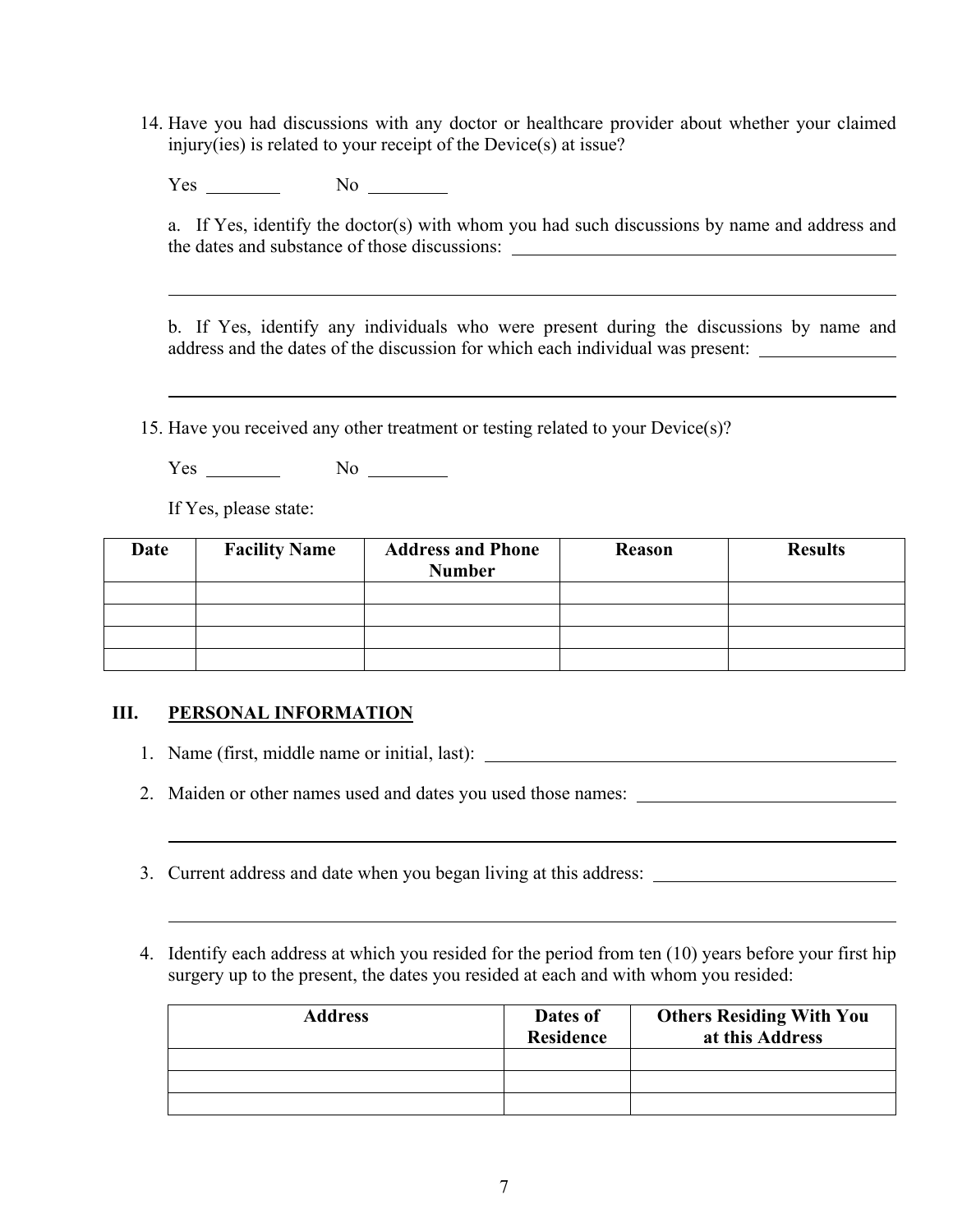14. Have you had discussions with any doctor or healthcare provider about whether your claimed injury(ies) is related to your receipt of the Device(s) at issue?

    Yes ________ No ________

    a. If Yes, identify the doctor(s) with whom you had such discussions by name and address and the dates and substance of those discussions: ____________________________________________

    ________________________________________________________________________________

    b. If Yes, identify any individuals who were present during the discussions by name and address and the dates of the discussion for which each individual was present: ______________

    ________________________________________________________________________________

15. Have you received any other treatment or testing related to your Device(s)?

    Yes ________ No ________

    If Yes, please state:

| Date | Facility Name | Address and Phone Number | Reason | Results |
|---|---|---|---|---|
| | | | | |
| | | | | |
| | | | | |
| | | | | |

## III. PERSONAL INFORMATION

1. Name (first, middle name or initial, last): ____________________________________________

2. Maiden or other names used and dates you used those names: ____________________________

   ________________________________________________________________________________

3. Current address and date when you began living at this address: __________________________

   ________________________________________________________________________________

4. Identify each address at which you resided for the period from ten (10) years before your first hip surgery up to the present, the dates you resided at each and with whom you resided:

| Address | Dates of Residence | Others Residing With You at this Address |
|---|---|---|
| | | |
| | | |
| | | |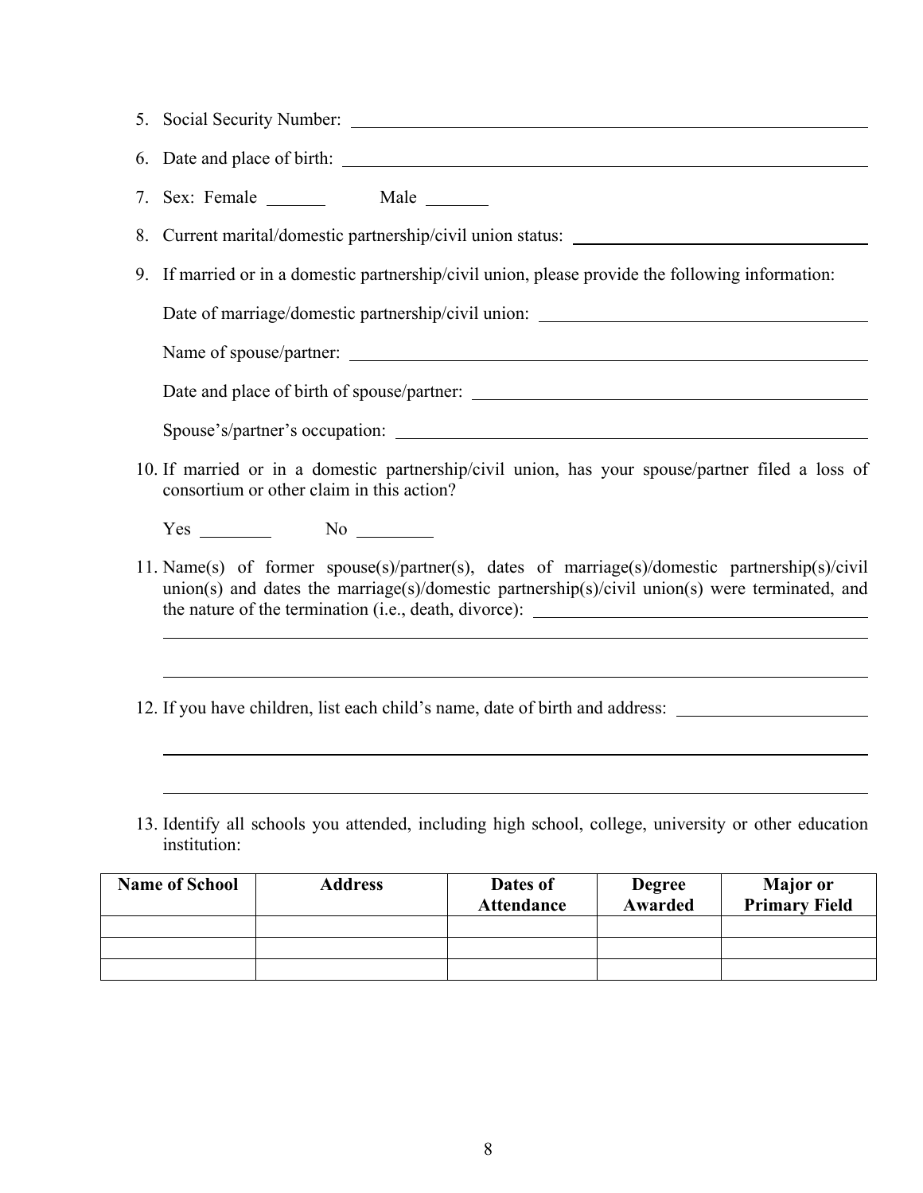5. Social Security Number: \_\_\_\_\_\_\_\_\_\_\_\_\_\_\_\_\_\_\_\_\_\_\_\_\_\_\_\_\_\_\_\_\_\_\_\_\_\_\_\_

6. Date and place of birth: \_\_\_\_\_\_\_\_\_\_\_\_\_\_\_\_\_\_\_\_\_\_\_\_\_\_\_\_\_\_\_\_\_\_\_\_\_\_\_\_

7. Sex: Female \_\_\_\_\_\_\_ Male \_\_\_\_\_\_\_

8. Current marital/domestic partnership/civil union status: \_\_\_\_\_\_\_\_\_\_\_\_\_\_\_\_\_\_\_\_\_\_\_\_\_\_\_\_

9. If married or in a domestic partnership/civil union, please provide the following information:

   Date of marriage/domestic partnership/civil union: \_\_\_\_\_\_\_\_\_\_\_\_\_\_\_\_\_\_\_\_\_\_\_\_\_\_\_\_

   Name of spouse/partner: \_\_\_\_\_\_\_\_\_\_\_\_\_\_\_\_\_\_\_\_\_\_\_\_\_\_\_\_\_\_\_\_\_\_\_\_\_\_\_\_

   Date and place of birth of spouse/partner: \_\_\_\_\_\_\_\_\_\_\_\_\_\_\_\_\_\_\_\_\_\_\_\_\_\_\_\_\_\_\_\_

   Spouse's/partner's occupation: \_\_\_\_\_\_\_\_\_\_\_\_\_\_\_\_\_\_\_\_\_\_\_\_\_\_\_\_\_\_\_\_\_\_\_\_\_\_

10. If married or in a domestic partnership/civil union, has your spouse/partner filed a loss of consortium or other claim in this action?

    Yes \_\_\_\_\_\_\_\_ No \_\_\_\_\_\_\_\_

11. Name(s) of former spouse(s)/partner(s), dates of marriage(s)/domestic partnership(s)/civil union(s) and dates the marriage(s)/domestic partnership(s)/civil union(s) were terminated, and the nature of the termination (i.e., death, divorce): \_\_\_\_\_\_\_\_\_\_\_\_\_\_\_\_\_\_\_\_\_\_\_\_\_\_\_\_

    \_\_\_\_\_\_\_\_\_\_\_\_\_\_\_\_\_\_\_\_\_\_\_\_\_\_\_\_\_\_\_\_\_\_\_\_\_\_\_\_\_\_\_\_\_\_\_\_\_\_\_\_\_\_\_\_\_\_\_\_\_\_\_\_

    \_\_\_\_\_\_\_\_\_\_\_\_\_\_\_\_\_\_\_\_\_\_\_\_\_\_\_\_\_\_\_\_\_\_\_\_\_\_\_\_\_\_\_\_\_\_\_\_\_\_\_\_\_\_\_\_\_\_\_\_\_\_\_\_

12. If you have children, list each child's name, date of birth and address: \_\_\_\_\_\_\_\_\_\_\_\_\_\_\_\_

    \_\_\_\_\_\_\_\_\_\_\_\_\_\_\_\_\_\_\_\_\_\_\_\_\_\_\_\_\_\_\_\_\_\_\_\_\_\_\_\_\_\_\_\_\_\_\_\_\_\_\_\_\_\_\_\_\_\_\_\_\_\_\_\_

    \_\_\_\_\_\_\_\_\_\_\_\_\_\_\_\_\_\_\_\_\_\_\_\_\_\_\_\_\_\_\_\_\_\_\_\_\_\_\_\_\_\_\_\_\_\_\_\_\_\_\_\_\_\_\_\_\_\_\_\_\_\_\_\_

13. Identify all schools you attended, including high school, college, university or other education institution:

| Name of School | Address | Dates of Attendance | Degree Awarded | Major or Primary Field |
|---|---|---|---|---|
| | | | | |
| | | | | |
| | | | | |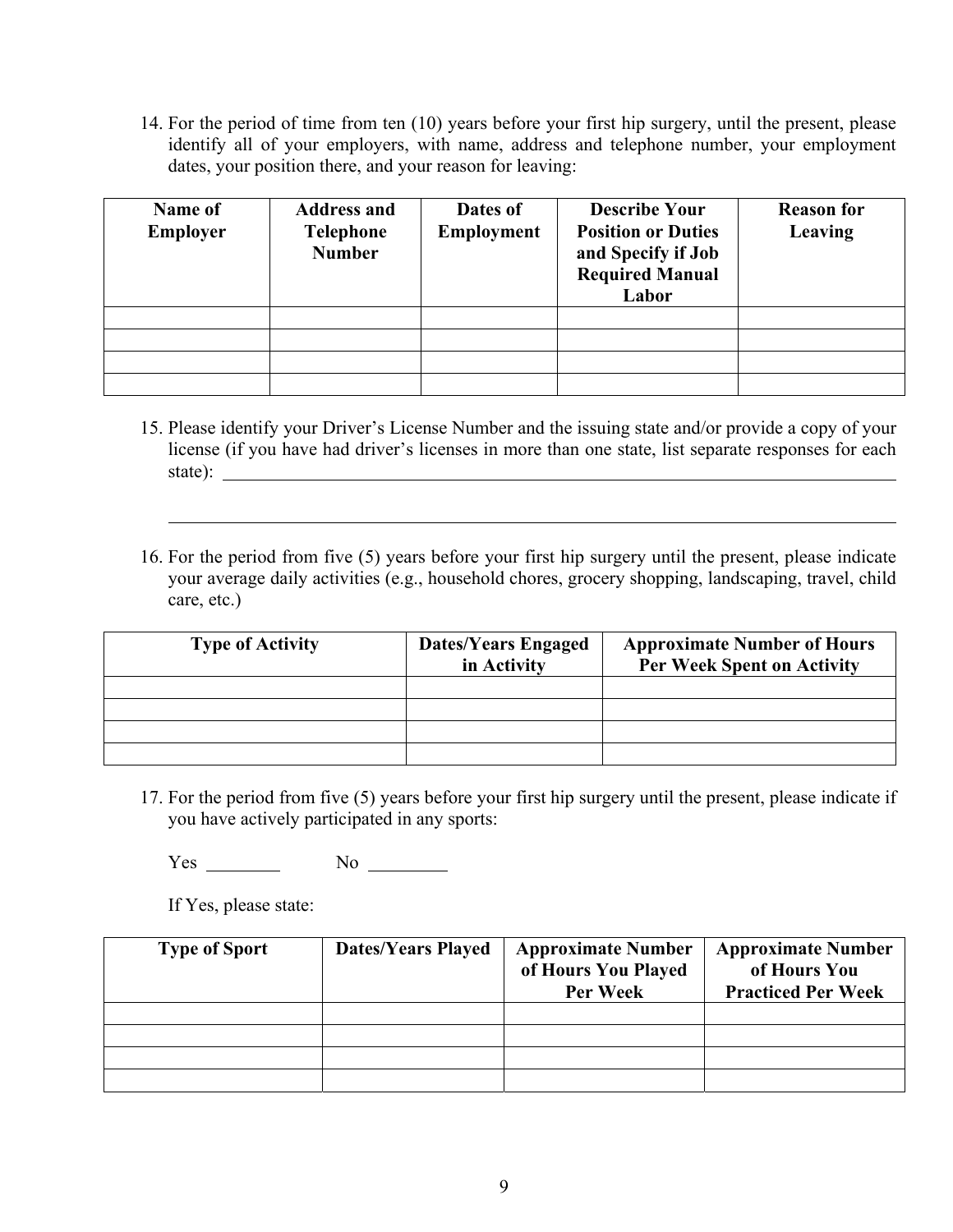14. For the period of time from ten (10) years before your first hip surgery, until the present, please identify all of your employers, with name, address and telephone number, your employment dates, your position there, and your reason for leaving:

| Name of Employer | Address and Telephone Number | Dates of Employment | Describe Your Position or Duties and Specify if Job Required Manual Labor | Reason for Leaving |
|---|---|---|---|---|
| | | | | |
| | | | | |
| | | | | |
| | | | | |

15. Please identify your Driver's License Number and the issuing state and/or provide a copy of your license (if you have had driver's licenses in more than one state, list separate responses for each state): ______________________________________________________________________

______________________________________________________________________

16. For the period from five (5) years before your first hip surgery until the present, please indicate your average daily activities (e.g., household chores, grocery shopping, landscaping, travel, child care, etc.)

| Type of Activity | Dates/Years Engaged in Activity | Approximate Number of Hours Per Week Spent on Activity |
|---|---|---|
| | | |
| | | |
| | | |
| | | |

17. For the period from five (5) years before your first hip surgery until the present, please indicate if you have actively participated in any sports:

Yes ________ No ________

If Yes, please state:

| Type of Sport | Dates/Years Played | Approximate Number of Hours You Played Per Week | Approximate Number of Hours You Practiced Per Week |
|---|---|---|---|
| | | | |
| | | | |
| | | | |
| | | | |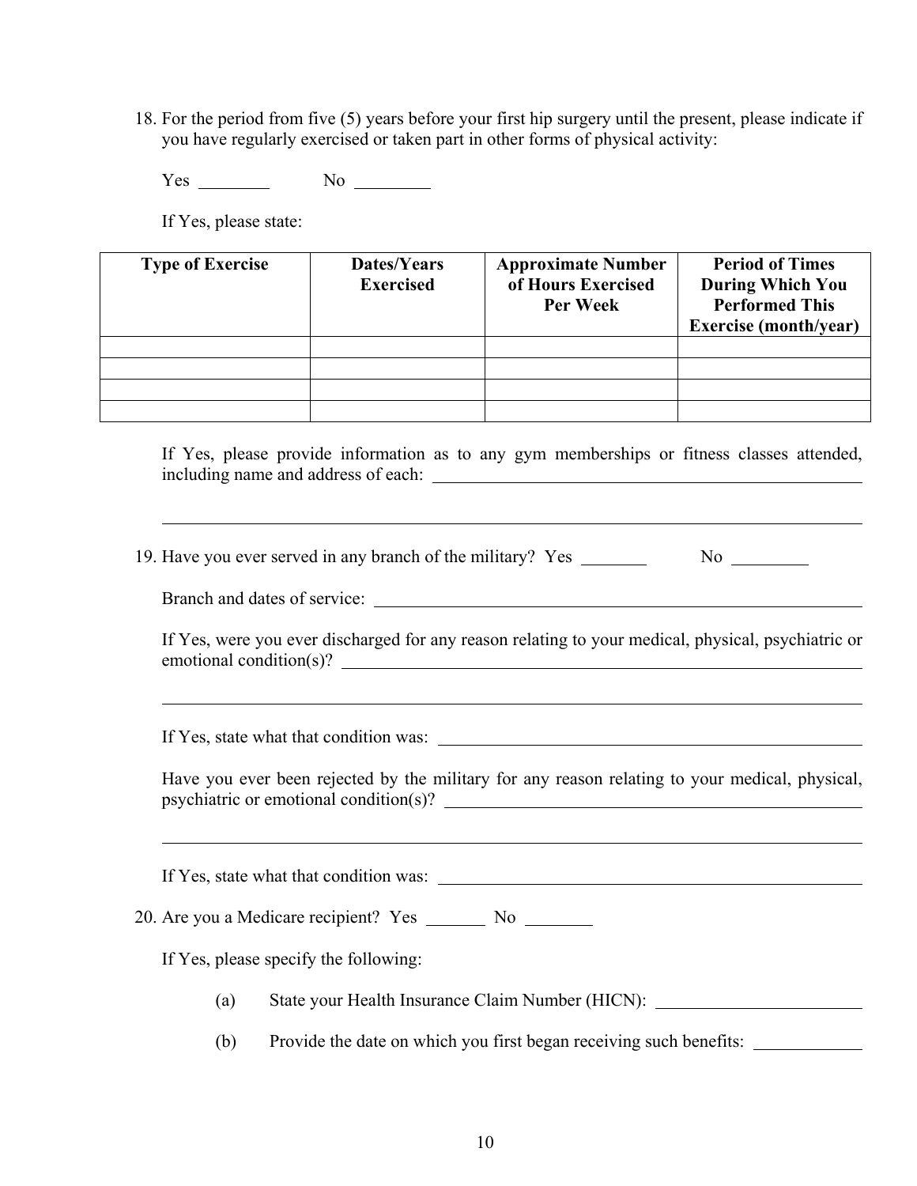18. For the period from five (5) years before your first hip surgery until the present, please indicate if you have regularly exercised or taken part in other forms of physical activity:

    Yes ________ No ________

    If Yes, please state:

| Type of Exercise | Dates/Years Exercised | Approximate Number of Hours Exercised Per Week | Period of Times During Which You Performed This Exercise (month/year) |
|---|---|---|---|
| | | | |
| | | | |
| | | | |
| | | | |

    If Yes, please provide information as to any gym memberships or fitness classes attended, including name and address of each: ____________________________________________

    ______________________________________________________________________

19. Have you ever served in any branch of the military? Yes ________ No ________

    Branch and dates of service: ____________________________________________

    If Yes, were you ever discharged for any reason relating to your medical, physical, psychiatric or emotional condition(s)? ____________________________________________

    ______________________________________________________________________

    If Yes, state what that condition was: ____________________________________________

    Have you ever been rejected by the military for any reason relating to your medical, physical, psychiatric or emotional condition(s)? ____________________________________________

    ______________________________________________________________________

    If Yes, state what that condition was: ____________________________________________

20. Are you a Medicare recipient? Yes ________ No ________

    If Yes, please specify the following:

    (a) State your Health Insurance Claim Number (HICN): ________________________

    (b) Provide the date on which you first began receiving such benefits: ____________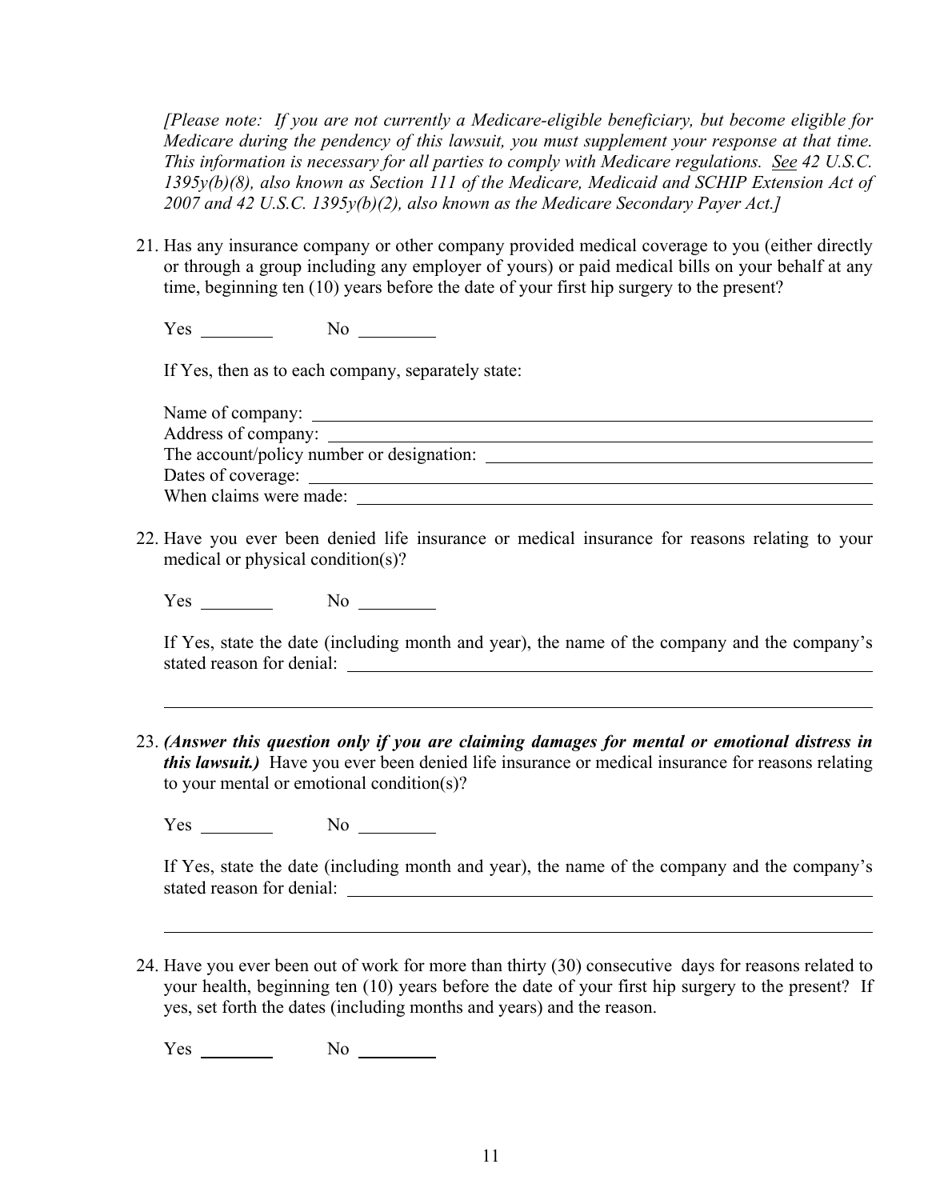*[Please note: If you are not currently a Medicare-eligible beneficiary, but become eligible for Medicare during the pendency of this lawsuit, you must supplement your response at that time. This information is necessary for all parties to comply with Medicare regulations. See 42 U.S.C. 1395y(b)(8), also known as Section 111 of the Medicare, Medicaid and SCHIP Extension Act of 2007 and 42 U.S.C. 1395y(b)(2), also known as the Medicare Secondary Payer Act.]*

21. Has any insurance company or other company provided medical coverage to you (either directly or through a group including any employer of yours) or paid medical bills on your behalf at any time, beginning ten (10) years before the date of your first hip surgery to the present?

    Yes ________ No ________

    If Yes, then as to each company, separately state:

    Name of company: ____________________________________________
    Address of company: ____________________________________________
    The account/policy number or designation: ____________________________
    Dates of coverage: ____________________________________________
    When claims were made: ________________________________________

22. Have you ever been denied life insurance or medical insurance for reasons relating to your medical or physical condition(s)?

    Yes ________ No ________

    If Yes, state the date (including month and year), the name of the company and the company's stated reason for denial: ____________________________________________

    ______________________________________________________________________

23. ***(Answer this question only if you are claiming damages for mental or emotional distress in this lawsuit.)*** Have you ever been denied life insurance or medical insurance for reasons relating to your mental or emotional condition(s)?

    Yes ________ No ________

    If Yes, state the date (including month and year), the name of the company and the company's stated reason for denial: ____________________________________________

    ______________________________________________________________________

24. Have you ever been out of work for more than thirty (30) consecutive days for reasons related to your health, beginning ten (10) years before the date of your first hip surgery to the present? If yes, set forth the dates (including months and years) and the reason.

    Yes ________ No ________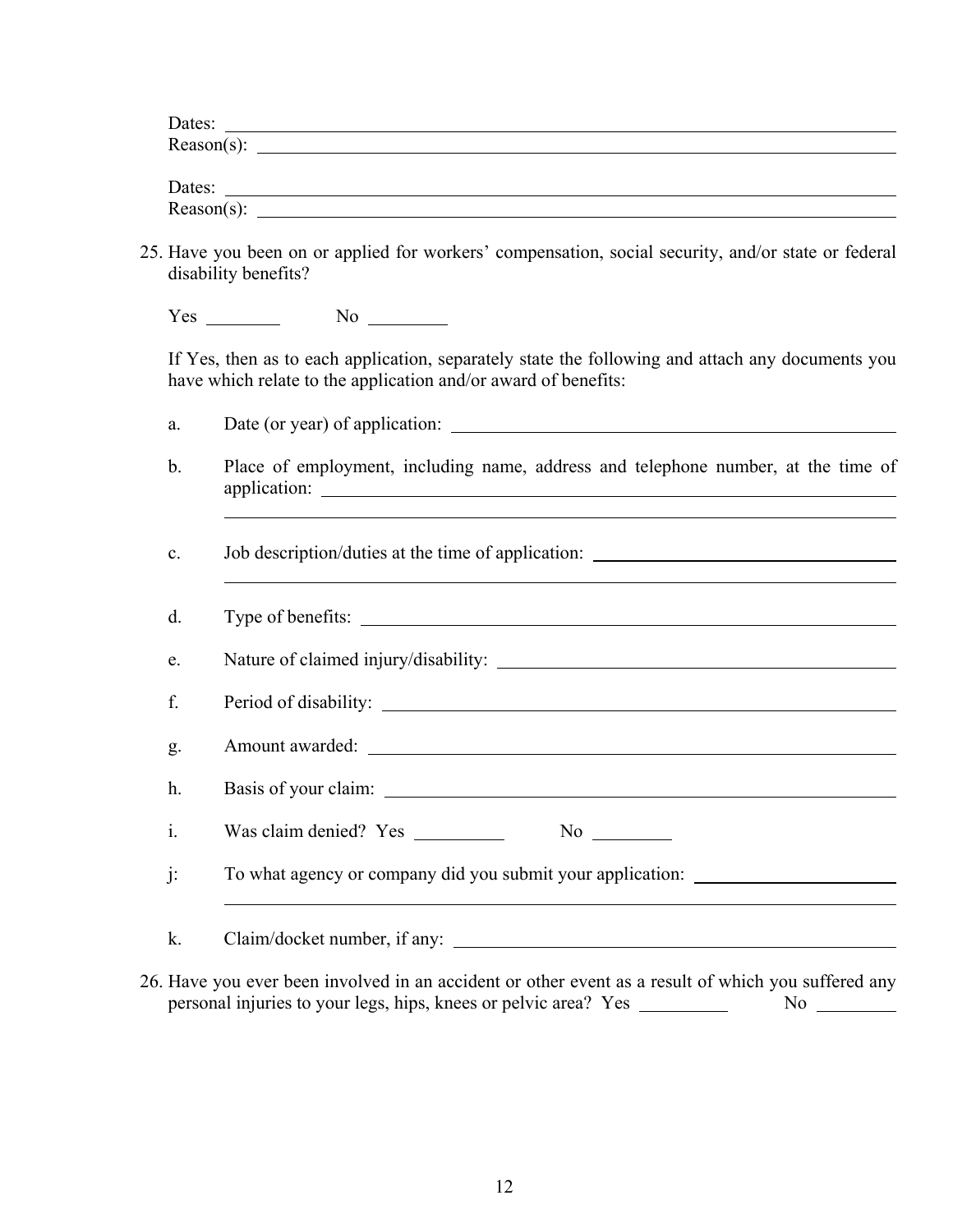Dates: ____________________________________________
Reason(s): ____________________________________________

Dates: ____________________________________________
Reason(s): ____________________________________________

25. Have you been on or applied for workers' compensation, social security, and/or state or federal disability benefits?

    Yes ________ No ________

    If Yes, then as to each application, separately state the following and attach any documents you have which relate to the application and/or award of benefits:

    a. Date (or year) of application: ____________________________________________

    b. Place of employment, including name, address and telephone number, at the time of application: ____________________________________________

    ____________________________________________

    c. Job description/duties at the time of application: ____________________________________________

    ____________________________________________

    d. Type of benefits: ____________________________________________

    e. Nature of claimed injury/disability: ____________________________________________

    f. Period of disability: ____________________________________________

    g. Amount awarded: ____________________________________________

    h. Basis of your claim: ____________________________________________

    i. Was claim denied? Yes ________ No ________

    j: To what agency or company did you submit your application: ____________________________________________

    ____________________________________________

    k. Claim/docket number, if any: ____________________________________________

26. Have you ever been involved in an accident or other event as a result of which you suffered any personal injuries to your legs, hips, knees or pelvic area? Yes ________ No ________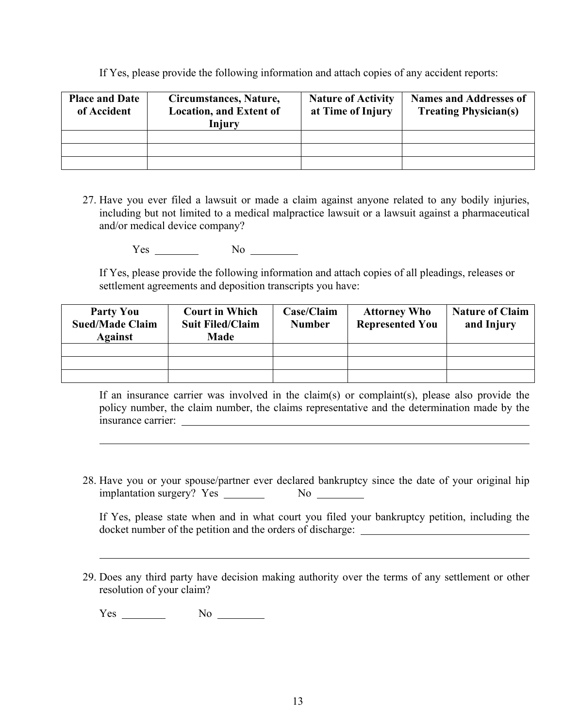If Yes, please provide the following information and attach copies of any accident reports:

| Place and Date of Accident | Circumstances, Nature, Location, and Extent of Injury | Nature of Activity at Time of Injury | Names and Addresses of Treating Physician(s) |
|---|---|---|---|
| | | | |
| | | | |
| | | | |

27. Have you ever filed a lawsuit or made a claim against anyone related to any bodily injuries, including but not limited to a medical malpractice lawsuit or a lawsuit against a pharmaceutical and/or medical device company?

    Yes ________ No ________

    If Yes, please provide the following information and attach copies of all pleadings, releases or settlement agreements and deposition transcripts you have:

| Party You Sued/Made Claim Against | Court in Which Suit Filed/Claim Made | Case/Claim Number | Attorney Who Represented You | Nature of Claim and Injury |
|---|---|---|---|---|
| | | | | |
| | | | | |
| | | | | |

If an insurance carrier was involved in the claim(s) or complaint(s), please also provide the policy number, the claim number, the claims representative and the determination made by the insurance carrier: ________________________________________________

________________________________________________________________

28. Have you or your spouse/partner ever declared bankruptcy since the date of your original hip implantation surgery? Yes ________ No ________

    If Yes, please state when and in what court you filed your bankruptcy petition, including the docket number of the petition and the orders of discharge: ____________________________

    ________________________________________________________________

29. Does any third party have decision making authority over the terms of any settlement or other resolution of your claim?

    Yes ________ No ________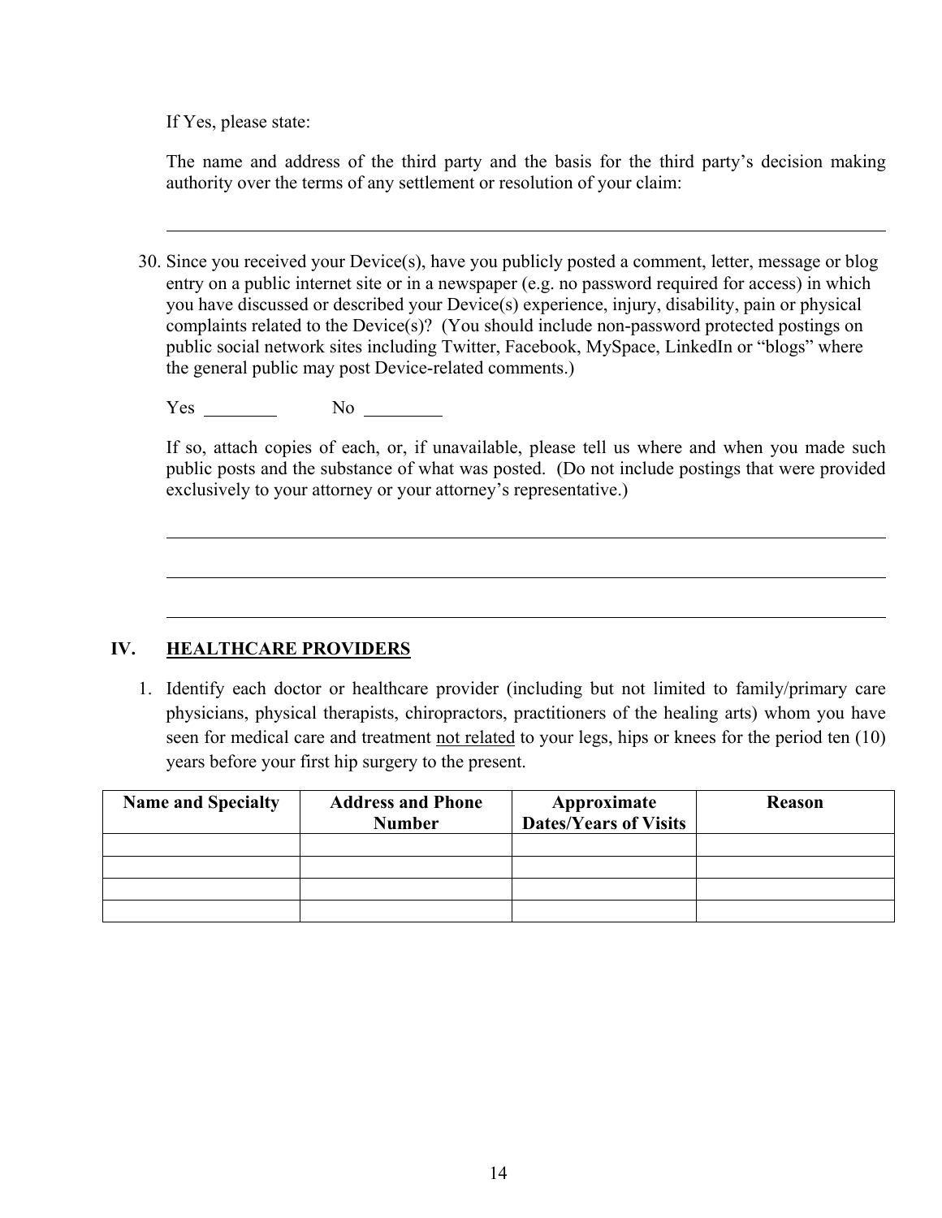If Yes, please state:

The name and address of the third party and the basis for the third party's decision making authority over the terms of any settlement or resolution of your claim:

______________________________________________________________________________

30. Since you received your Device(s), have you publicly posted a comment, letter, message or blog entry on a public internet site or in a newspaper (e.g. no password required for access) in which you have discussed or described your Device(s) experience, injury, disability, pain or physical complaints related to the Device(s)? (You should include non-password protected postings on public social network sites including Twitter, Facebook, MySpace, LinkedIn or "blogs" where the general public may post Device-related comments.)

    Yes ________ No ________

    If so, attach copies of each, or, if unavailable, please tell us where and when you made such public posts and the substance of what was posted. (Do not include postings that were provided exclusively to your attorney or your attorney's representative.)

    ______________________________________________________________________________

    ______________________________________________________________________________

    ______________________________________________________________________________

## IV. HEALTHCARE PROVIDERS

1. Identify each doctor or healthcare provider (including but not limited to family/primary care physicians, physical therapists, chiropractors, practitioners of the healing arts) whom you have seen for medical care and treatment <u>not related</u> to your legs, hips or knees for the period ten (10) years before your first hip surgery to the present.

| Name and Specialty | Address and Phone Number | Approximate Dates/Years of Visits | Reason |
|---|---|---|---|
| | | | |
| | | | |
| | | | |
| | | | |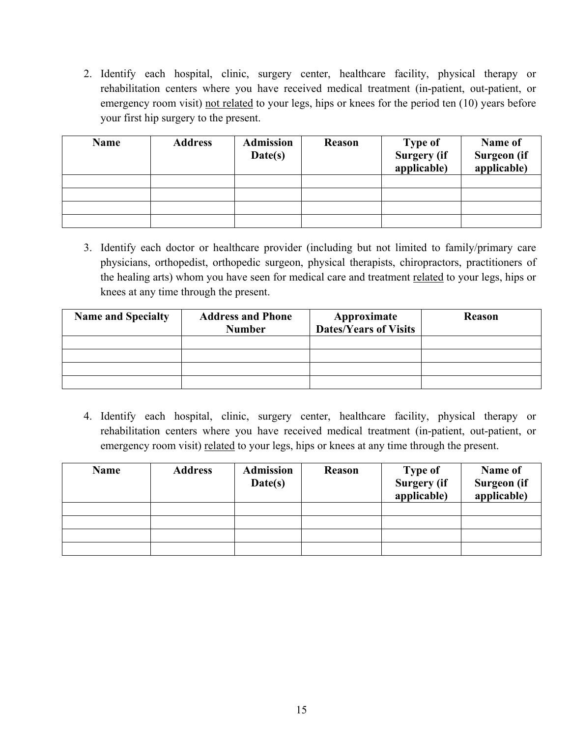2. Identify each hospital, clinic, surgery center, healthcare facility, physical therapy or rehabilitation centers where you have received medical treatment (in-patient, out-patient, or emergency room visit) <u>not related</u> to your legs, hips or knees for the period ten (10) years before your first hip surgery to the present.

| Name | Address | Admission Date(s) | Reason | Type of Surgery (if applicable) | Name of Surgeon (if applicable) |
|---|---|---|---|---|---|
| | | | | | |
| | | | | | |
| | | | | | |
| | | | | | |

3. Identify each doctor or healthcare provider (including but not limited to family/primary care physicians, orthopedist, orthopedic surgeon, physical therapists, chiropractors, practitioners of the healing arts) whom you have seen for medical care and treatment <u>related</u> to your legs, hips or knees at any time through the present.

| Name and Specialty | Address and Phone Number | Approximate Dates/Years of Visits | Reason |
|---|---|---|---|
| | | | |
| | | | |
| | | | |
| | | | |

4. Identify each hospital, clinic, surgery center, healthcare facility, physical therapy or rehabilitation centers where you have received medical treatment (in-patient, out-patient, or emergency room visit) <u>related</u> to your legs, hips or knees at any time through the present.

| Name | Address | Admission Date(s) | Reason | Type of Surgery (if applicable) | Name of Surgeon (if applicable) |
|---|---|---|---|---|---|
| | | | | | |
| | | | | | |
| | | | | | |
| | | | | | |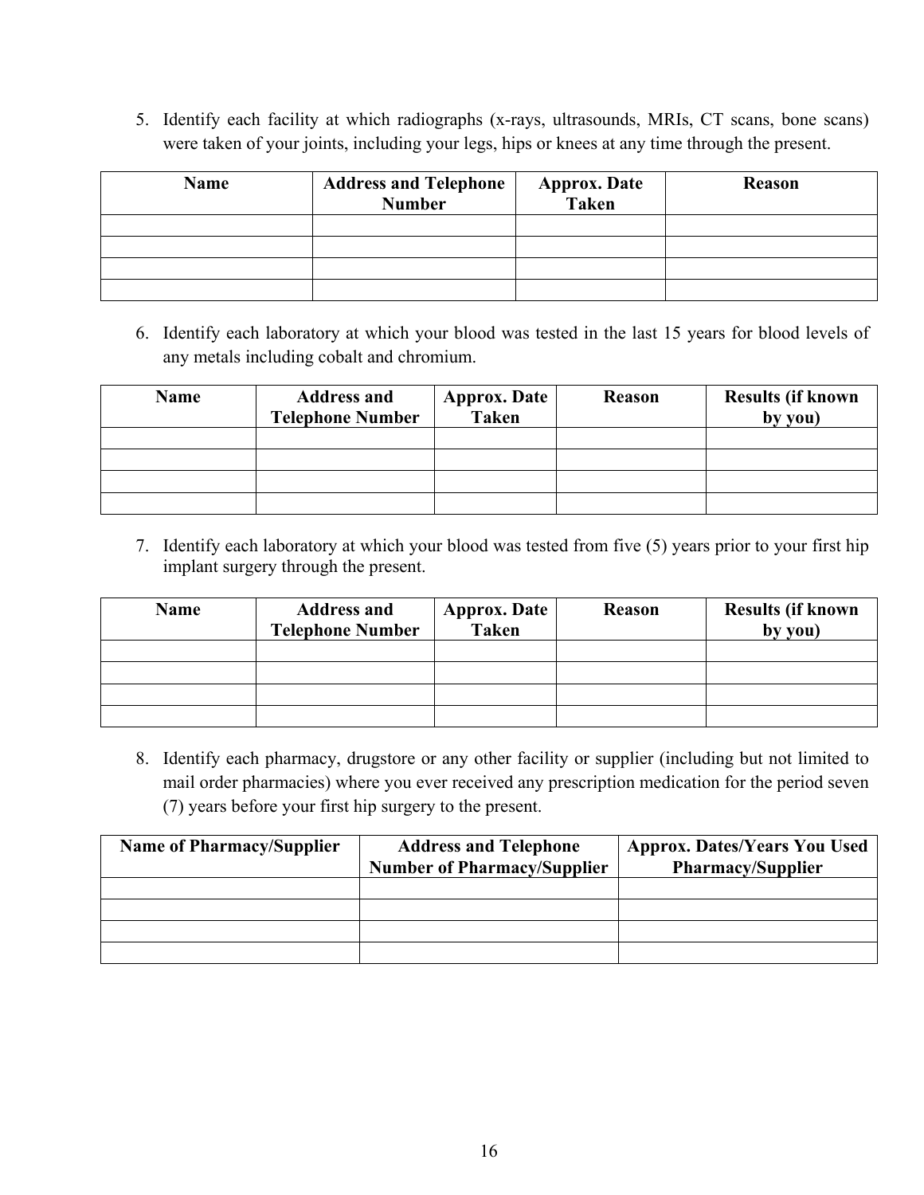5. Identify each facility at which radiographs (x-rays, ultrasounds, MRIs, CT scans, bone scans) were taken of your joints, including your legs, hips or knees at any time through the present.

| Name | Address and Telephone Number | Approx. Date Taken | Reason |
|---|---|---|---|
| | | | |
| | | | |
| | | | |
| | | | |

6. Identify each laboratory at which your blood was tested in the last 15 years for blood levels of any metals including cobalt and chromium.

| Name | Address and Telephone Number | Approx. Date Taken | Reason | Results (if known by you) |
|---|---|---|---|---|
| | | | | |
| | | | | |
| | | | | |
| | | | | |

7. Identify each laboratory at which your blood was tested from five (5) years prior to your first hip implant surgery through the present.

| Name | Address and Telephone Number | Approx. Date Taken | Reason | Results (if known by you) |
|---|---|---|---|---|
| | | | | |
| | | | | |
| | | | | |
| | | | | |

8. Identify each pharmacy, drugstore or any other facility or supplier (including but not limited to mail order pharmacies) where you ever received any prescription medication for the period seven (7) years before your first hip surgery to the present.

| Name of Pharmacy/Supplier | Address and Telephone Number of Pharmacy/Supplier | Approx. Dates/Years You Used Pharmacy/Supplier |
|---|---|---|
| | | |
| | | |
| | | |
| | | |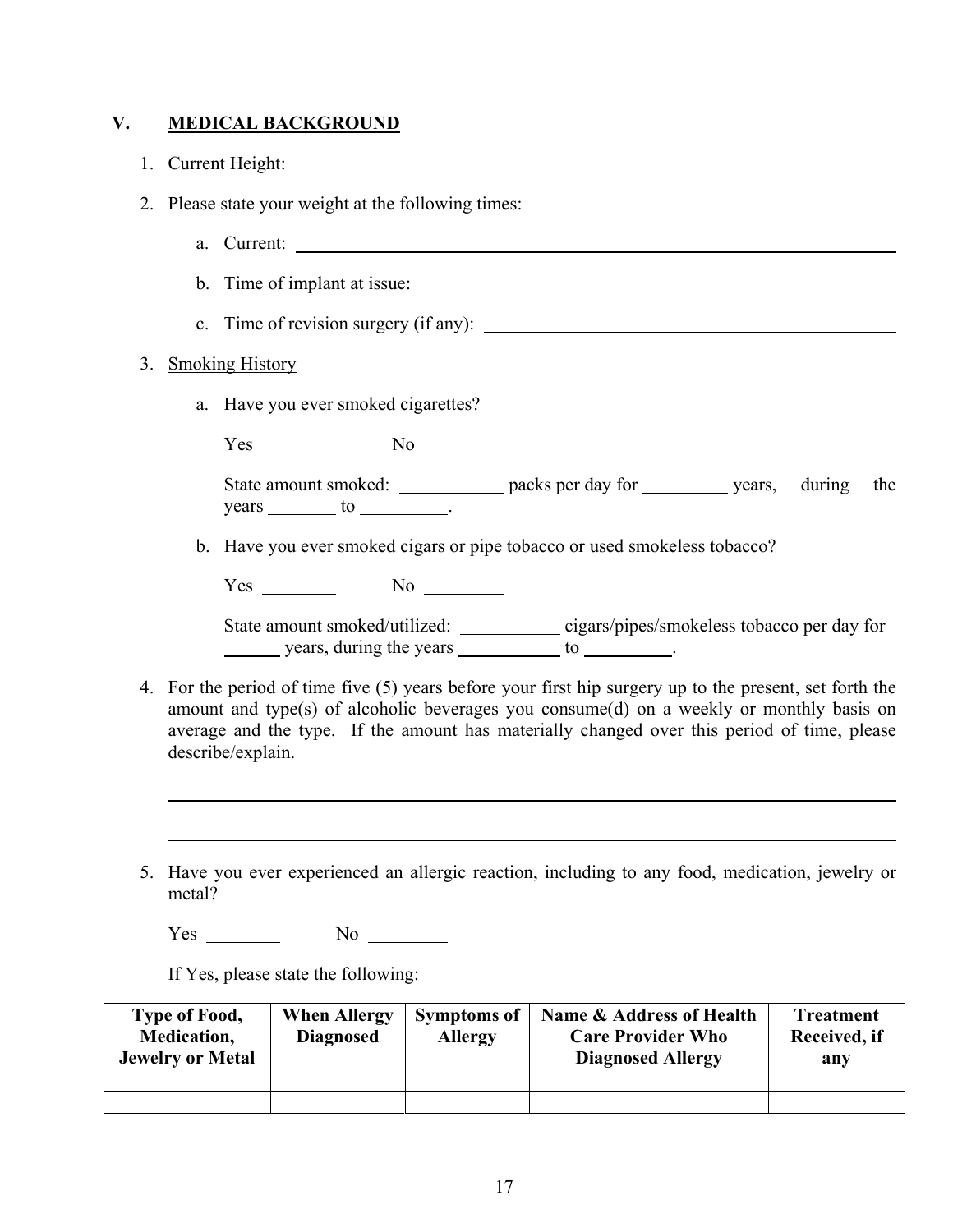## V. MEDICAL BACKGROUND

1. Current Height: ______________________________

2. Please state your weight at the following times:

   a. Current: ______________________________

   b. Time of implant at issue: ______________________________

   c. Time of revision surgery (if any): ______________________________

3. Smoking History

   a. Have you ever smoked cigarettes?

      Yes ________ No ________

      State amount smoked: __________ packs per day for ________ years, during the years _______ to _________.

   b. Have you ever smoked cigars or pipe tobacco or used smokeless tobacco?

      Yes ________ No ________

      State amount smoked/utilized: __________ cigars/pipes/smokeless tobacco per day for ______ years, during the years __________ to _________.

4. For the period of time five (5) years before your first hip surgery up to the present, set forth the amount and type(s) of alcoholic beverages you consume(d) on a weekly or monthly basis on average and the type. If the amount has materially changed over this period of time, please describe/explain.

   ______________________________________________________________________

   ______________________________________________________________________

5. Have you ever experienced an allergic reaction, including to any food, medication, jewelry or metal?

   Yes ________ No ________

   If Yes, please state the following:

| Type of Food, Medication, Jewelry or Metal | When Allergy Diagnosed | Symptoms of Allergy | Name & Address of Health Care Provider Who Diagnosed Allergy | Treatment Received, if any |
|---|---|---|---|---|
| | | | | |
| | | | | |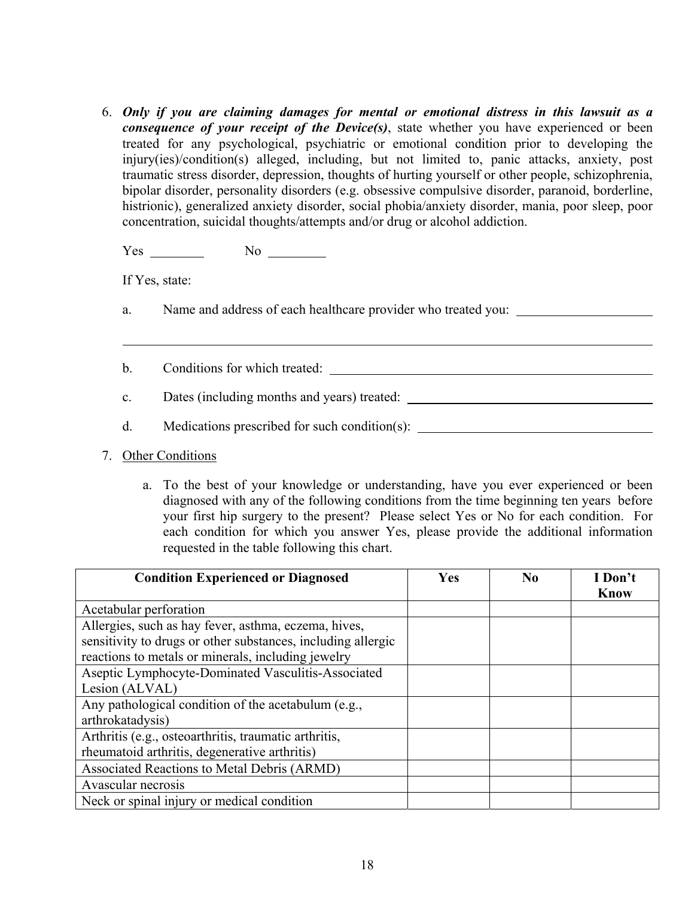6. ***Only if you are claiming damages for mental or emotional distress in this lawsuit as a consequence of your receipt of the Device(s)***, state whether you have experienced or been treated for any psychological, psychiatric or emotional condition prior to developing the injury(ies)/condition(s) alleged, including, but not limited to, panic attacks, anxiety, post traumatic stress disorder, depression, thoughts of hurting yourself or other people, schizophrenia, bipolar disorder, personality disorders (e.g. obsessive compulsive disorder, paranoid, borderline, histrionic), generalized anxiety disorder, social phobia/anxiety disorder, mania, poor sleep, poor concentration, suicidal thoughts/attempts and/or drug or alcohol addiction.

   Yes ________ No ________

   If Yes, state:

   a. Name and address of each healthcare provider who treated you: ____________________

   ______________________________________________________________________________

   b. Conditions for which treated: ______________________________________________

   c. Dates (including months and years) treated: _______________________________

   d. Medications prescribed for such condition(s): _____________________________

7. Other Conditions

   a. To the best of your knowledge or understanding, have you ever experienced or been diagnosed with any of the following conditions from the time beginning ten years before your first hip surgery to the present? Please select Yes or No for each condition. For each condition for which you answer Yes, please provide the additional information requested in the table following this chart.

| Condition Experienced or Diagnosed | Yes | No | I Don't Know |
|---|---|---|---|
| Acetabular perforation | | | |
| Allergies, such as hay fever, asthma, eczema, hives, sensitivity to drugs or other substances, including allergic reactions to metals or minerals, including jewelry | | | |
| Aseptic Lymphocyte-Dominated Vasculitis-Associated Lesion (ALVAL) | | | |
| Any pathological condition of the acetabulum (e.g., arthrokatadysis) | | | |
| Arthritis (e.g., osteoarthritis, traumatic arthritis, rheumatoid arthritis, degenerative arthritis) | | | |
| Associated Reactions to Metal Debris (ARMD) | | | |
| Avascular necrosis | | | |
| Neck or spinal injury or medical condition | | | |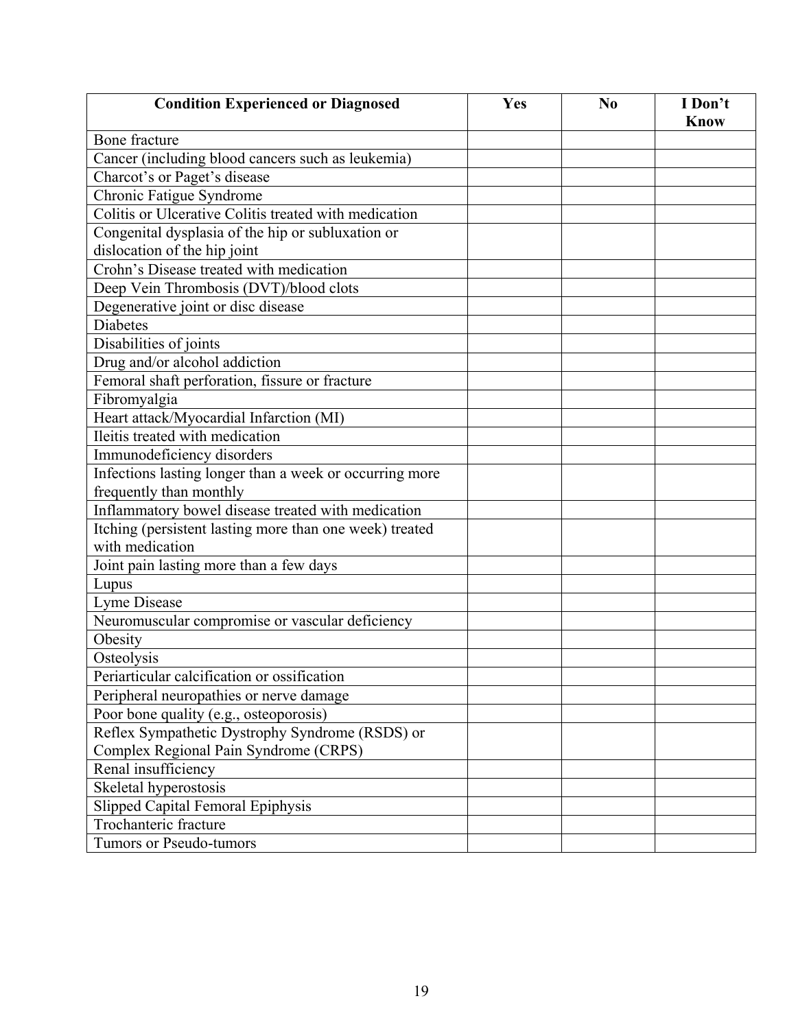| Condition Experienced or Diagnosed | Yes | No | I Don't Know |
|---|---|---|---|
| Bone fracture | | | |
| Cancer (including blood cancers such as leukemia) | | | |
| Charcot's or Paget's disease | | | |
| Chronic Fatigue Syndrome | | | |
| Colitis or Ulcerative Colitis treated with medication | | | |
| Congenital dysplasia of the hip or subluxation or dislocation of the hip joint | | | |
| Crohn's Disease treated with medication | | | |
| Deep Vein Thrombosis (DVT)/blood clots | | | |
| Degenerative joint or disc disease | | | |
| Diabetes | | | |
| Disabilities of joints | | | |
| Drug and/or alcohol addiction | | | |
| Femoral shaft perforation, fissure or fracture | | | |
| Fibromyalgia | | | |
| Heart attack/Myocardial Infarction (MI) | | | |
| Ileitis treated with medication | | | |
| Immunodeficiency disorders | | | |
| Infections lasting longer than a week or occurring more frequently than monthly | | | |
| Inflammatory bowel disease treated with medication | | | |
| Itching (persistent lasting more than one week) treated with medication | | | |
| Joint pain lasting more than a few days | | | |
| Lupus | | | |
| Lyme Disease | | | |
| Neuromuscular compromise or vascular deficiency | | | |
| Obesity | | | |
| Osteolysis | | | |
| Periarticular calcification or ossification | | | |
| Peripheral neuropathies or nerve damage | | | |
| Poor bone quality (e.g., osteoporosis) | | | |
| Reflex Sympathetic Dystrophy Syndrome (RSDS) or Complex Regional Pain Syndrome (CRPS) | | | |
| Renal insufficiency | | | |
| Skeletal hyperostosis | | | |
| Slipped Capital Femoral Epiphysis | | | |
| Trochanteric fracture | | | |
| Tumors or Pseudo-tumors | | | |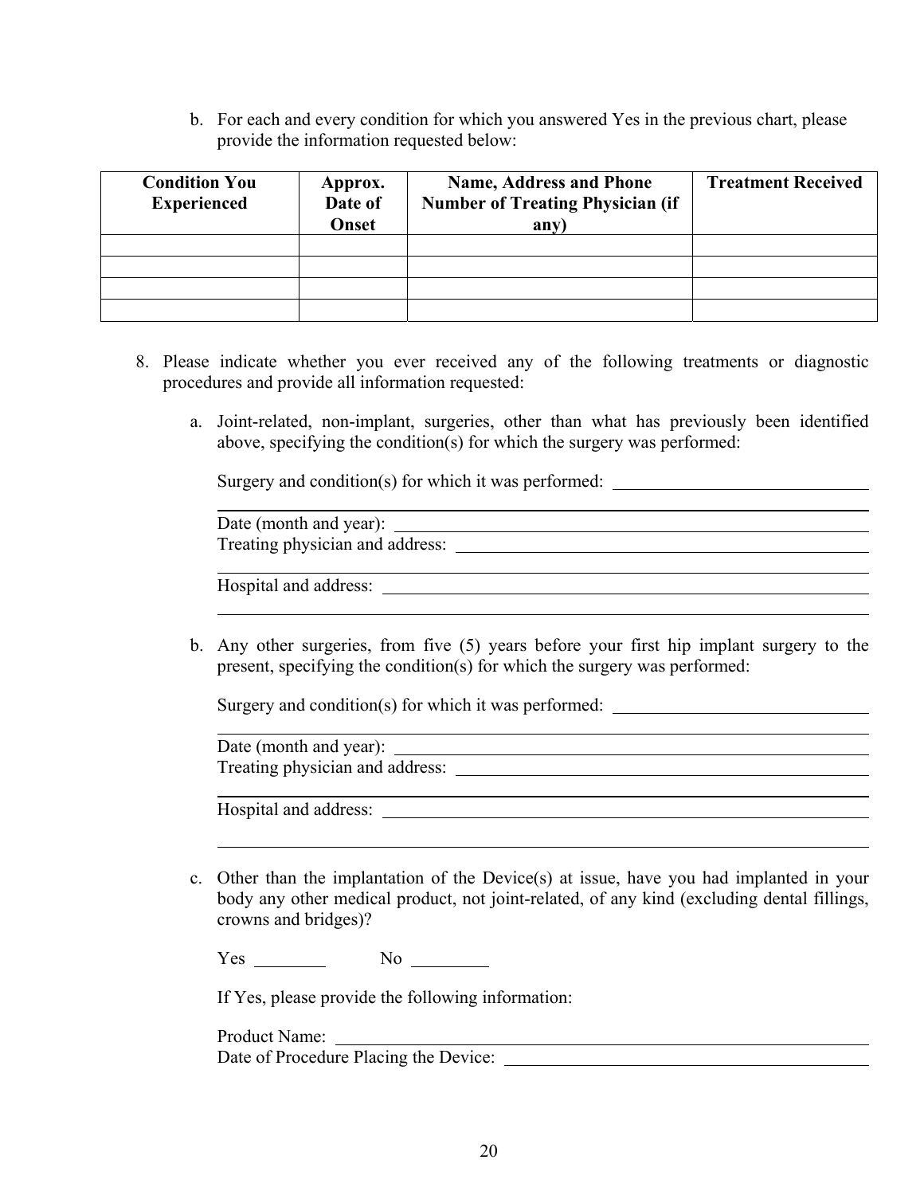b. For each and every condition for which you answered Yes in the previous chart, please provide the information requested below:

| Condition You Experienced | Approx. Date of Onset | Name, Address and Phone Number of Treating Physician (if any) | Treatment Received |
|---|---|---|---|
| | | | |
| | | | |
| | | | |
| | | | |

8. Please indicate whether you ever received any of the following treatments or diagnostic procedures and provide all information requested:

   a. Joint-related, non-implant, surgeries, other than what has previously been identified above, specifying the condition(s) for which the surgery was performed:

      Surgery and condition(s) for which it was performed: ______________________________

      ____________________________________________________________

      Date (month and year): ____________________________________________

      Treating physician and address: _____________________________________

      ____________________________________________________________

      Hospital and address: _____________________________________________

      ____________________________________________________________

   b. Any other surgeries, from five (5) years before your first hip implant surgery to the present, specifying the condition(s) for which the surgery was performed:

      Surgery and condition(s) for which it was performed: ______________________________

      ____________________________________________________________

      Date (month and year): ____________________________________________

      Treating physician and address: _____________________________________

      ____________________________________________________________

      Hospital and address: _____________________________________________

      ____________________________________________________________

   c. Other than the implantation of the Device(s) at issue, have you had implanted in your body any other medical product, not joint-related, of any kind (excluding dental fillings, crowns and bridges)?

      Yes ________ No ________

      If Yes, please provide the following information:

      Product Name: ___________________________________________________

      Date of Procedure Placing the Device: ______________________________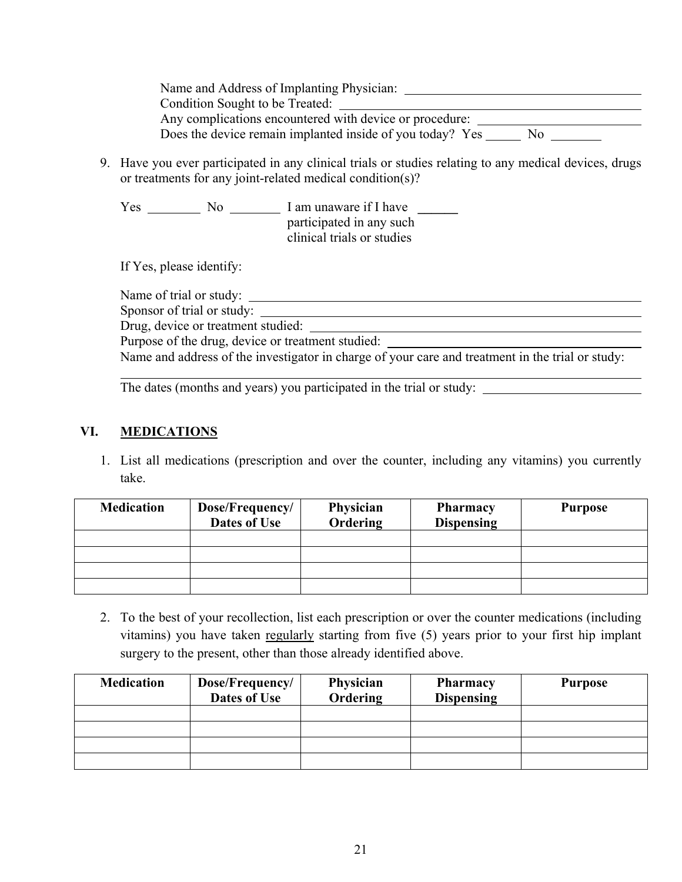Name and Address of Implanting Physician: ______________________________
Condition Sought to be Treated: ______________________________
Any complications encountered with device or procedure: ______________________________
Does the device remain implanted inside of you today? Yes ______ No ________

9. Have you ever participated in any clinical trials or studies relating to any medical devices, drugs or treatments for any joint-related medical condition(s)?

   Yes ________ No ________ I am unaware if I have participated in any such clinical trials or studies ______

   If Yes, please identify:

   Name of trial or study: ______________________________
   Sponsor of trial or study: ______________________________
   Drug, device or treatment studied: ______________________________
   Purpose of the drug, device or treatment studied: ______________________________
   Name and address of the investigator in charge of your care and treatment in the trial or study:
   ______________________________
   The dates (months and years) you participated in the trial or study: ______________________________

## VI. MEDICATIONS

1. List all medications (prescription and over the counter, including any vitamins) you currently take.

| Medication | Dose/Frequency/ Dates of Use | Physician Ordering | Pharmacy Dispensing | Purpose |
|---|---|---|---|---|
| | | | | |
| | | | | |
| | | | | |
| | | | | |

2. To the best of your recollection, list each prescription or over the counter medications (including vitamins) you have taken <u>regularly</u> starting from five (5) years prior to your first hip implant surgery to the present, other than those already identified above.

| Medication | Dose/Frequency/ Dates of Use | Physician Ordering | Pharmacy Dispensing | Purpose |
|---|---|---|---|---|
| | | | | |
| | | | | |
| | | | | |
| | | | | |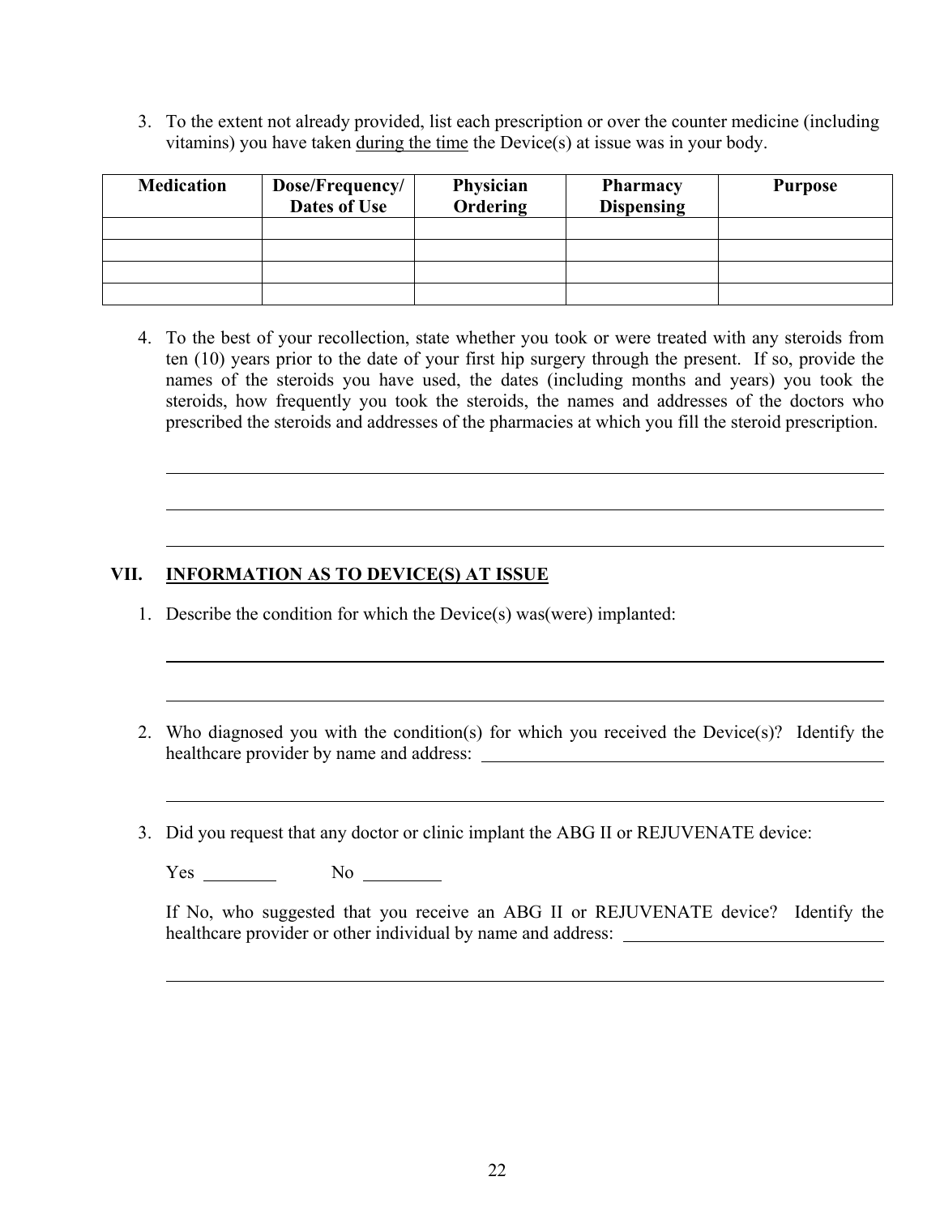3. To the extent not already provided, list each prescription or over the counter medicine (including vitamins) you have taken <u>during the time</u> the Device(s) at issue was in your body.

| Medication | Dose/Frequency/ Dates of Use | Physician Ordering | Pharmacy Dispensing | Purpose |
| --- | --- | --- | --- | --- |
| | | | | |
| | | | | |
| | | | | |
| | | | | |

4. To the best of your recollection, state whether you took or were treated with any steroids from ten (10) years prior to the date of your first hip surgery through the present. If so, provide the names of the steroids you have used, the dates (including months and years) you took the steroids, how frequently you took the steroids, the names and addresses of the doctors who prescribed the steroids and addresses of the pharmacies at which you fill the steroid prescription.

______________________________________________________________________________

______________________________________________________________________________

______________________________________________________________________________

## VII. <u>INFORMATION AS TO DEVICE(S) AT ISSUE</u>

1. Describe the condition for which the Device(s) was(were) implanted:

______________________________________________________________________________

______________________________________________________________________________

2. Who diagnosed you with the condition(s) for which you received the Device(s)? Identify the healthcare provider by name and address: ______________________________________

______________________________________________________________________________

3. Did you request that any doctor or clinic implant the ABG II or REJUVENATE device:

   Yes ________ No ________

   If No, who suggested that you receive an ABG II or REJUVENATE device? Identify the healthcare provider or other individual by name and address: ______________________________

______________________________________________________________________________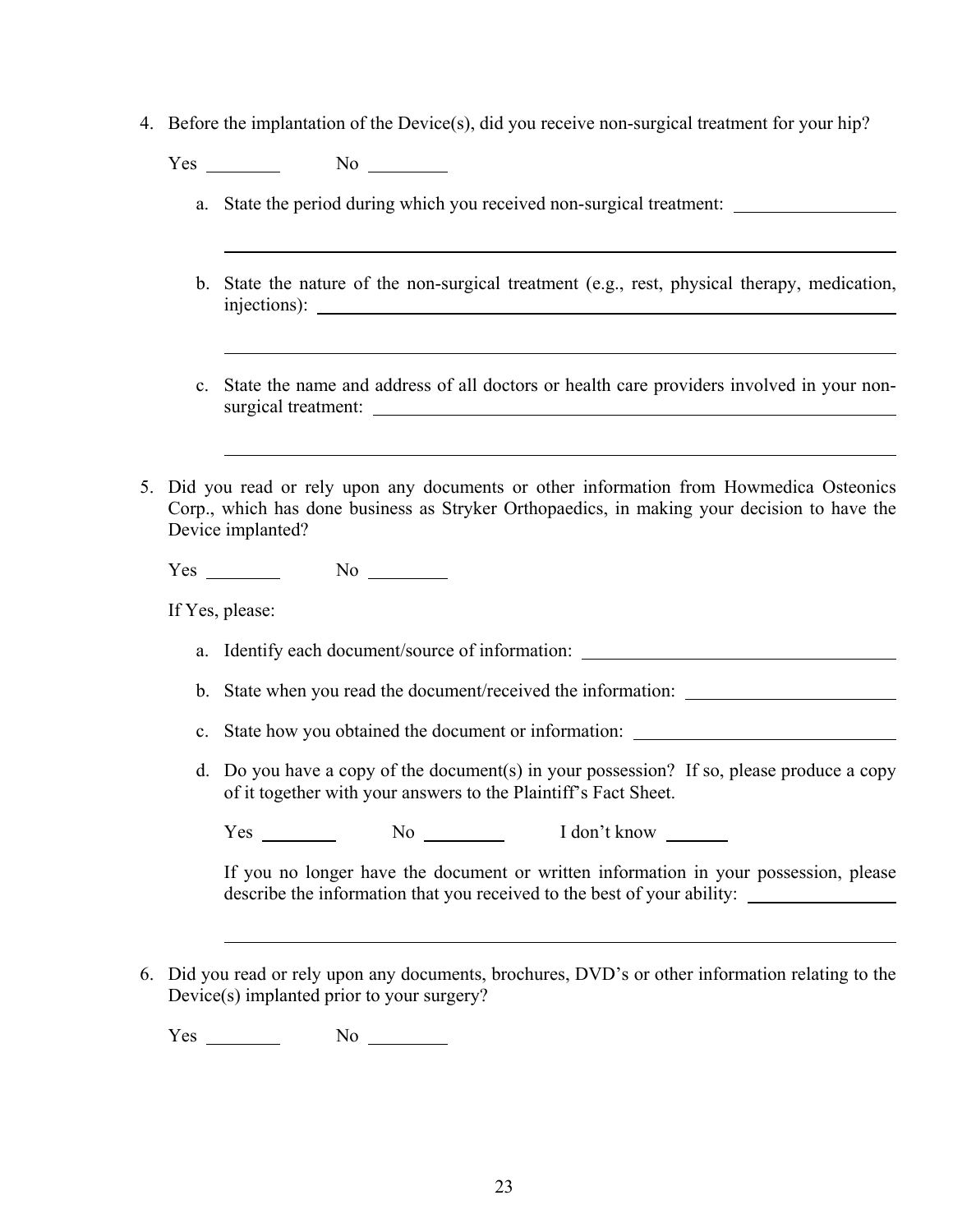4. Before the implantation of the Device(s), did you receive non-surgical treatment for your hip?

   Yes ________ No ________

   a. State the period during which you received non-surgical treatment: ________________

      ________________________________________________________________

   b. State the nature of the non-surgical treatment (e.g., rest, physical therapy, medication, injections): ________________________________________________________________

      ________________________________________________________________

   c. State the name and address of all doctors or health care providers involved in your non-surgical treatment: ________________________________________________________________

      ________________________________________________________________

5. Did you read or rely upon any documents or other information from Howmedica Osteonics Corp., which has done business as Stryker Orthopaedics, in making your decision to have the Device implanted?

   Yes ________ No ________

   If Yes, please:

   a. Identify each document/source of information: ________________________________

   b. State when you read the document/received the information: ____________________

   c. State how you obtained the document or information: __________________________

   d. Do you have a copy of the document(s) in your possession? If so, please produce a copy of it together with your answers to the Plaintiff's Fact Sheet.

      Yes ________ No ________ I don't know _______

      If you no longer have the document or written information in your possession, please describe the information that you received to the best of your ability: ________________

      ________________________________________________________________

6. Did you read or rely upon any documents, brochures, DVD's or other information relating to the Device(s) implanted prior to your surgery?

   Yes ________ No ________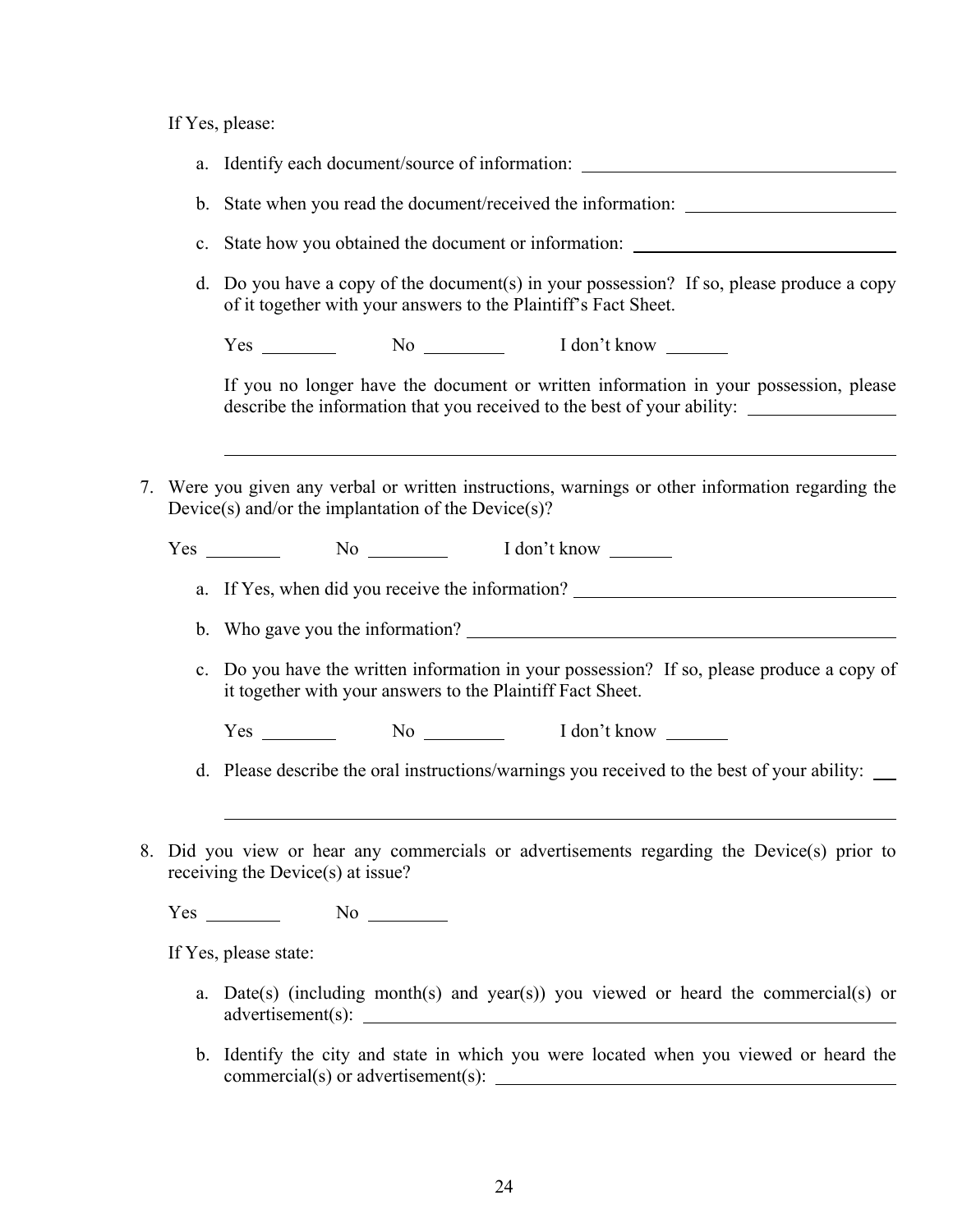If Yes, please:

a. Identify each document/source of information: ______________________________

b. State when you read the document/received the information: ____________________

c. State how you obtained the document or information: __________________________

d. Do you have a copy of the document(s) in your possession? If so, please produce a copy of it together with your answers to the Plaintiff's Fact Sheet.

   Yes ________ No ________ I don't know _______

   If you no longer have the document or written information in your possession, please describe the information that you received to the best of your ability: ______________

   ______________________________________________________________________

7. Were you given any verbal or written instructions, warnings or other information regarding the Device(s) and/or the implantation of the Device(s)?

   Yes ________ No ________ I don't know _______

   a. If Yes, when did you receive the information? ______________________________

   b. Who gave you the information? __________________________________________

   c. Do you have the written information in your possession? If so, please produce a copy of it together with your answers to the Plaintiff Fact Sheet.

      Yes ________ No ________ I don't know _______

   d. Please describe the oral instructions/warnings you received to the best of your ability: __

      ______________________________________________________________________

8. Did you view or hear any commercials or advertisements regarding the Device(s) prior to receiving the Device(s) at issue?

   Yes ________ No ________

   If Yes, please state:

   a. Date(s) (including month(s) and year(s)) you viewed or heard the commercial(s) or advertisement(s): __________________________________________________

   b. Identify the city and state in which you were located when you viewed or heard the commercial(s) or advertisement(s): ______________________________________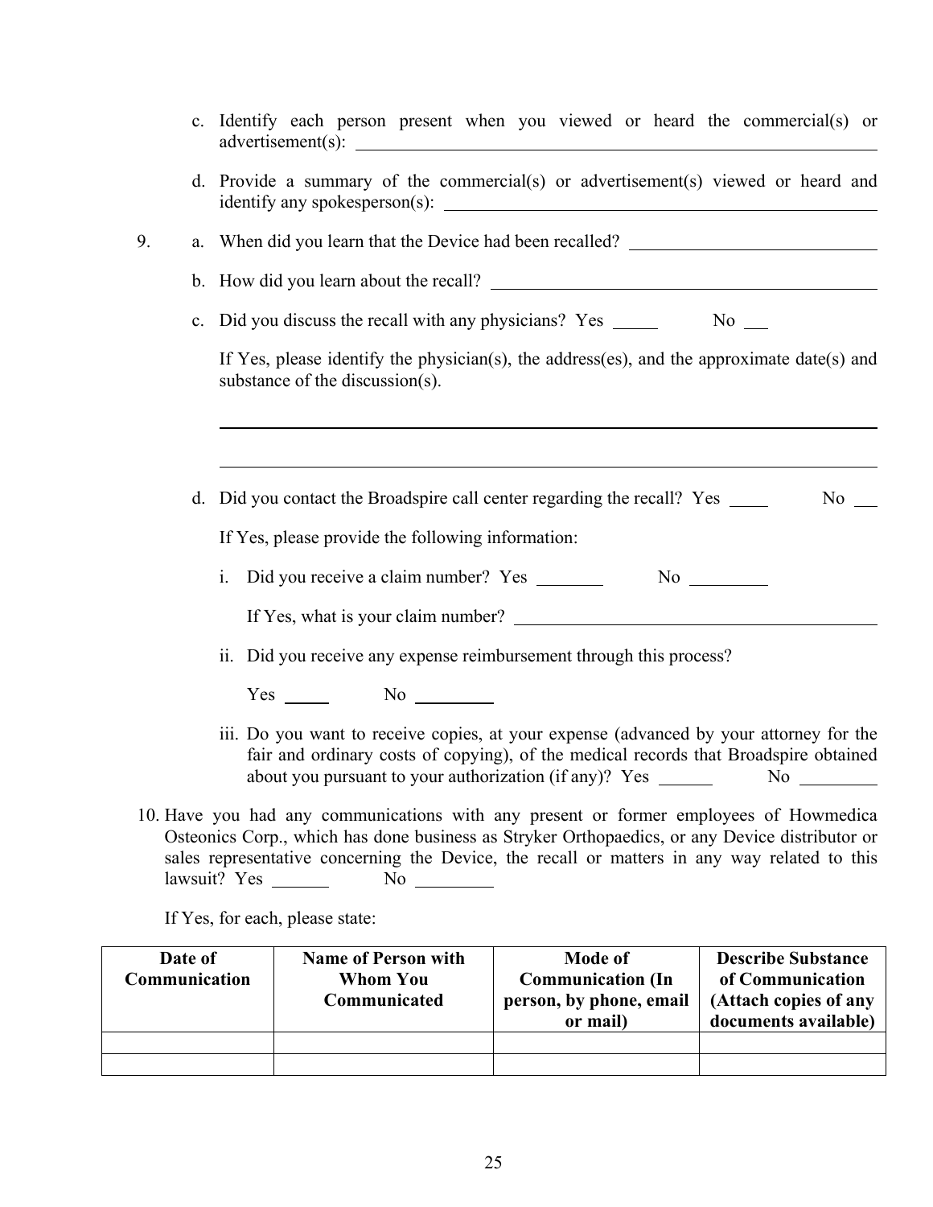c. Identify each person present when you viewed or heard the commercial(s) or advertisement(s): ______________________________

d. Provide a summary of the commercial(s) or advertisement(s) viewed or heard and identify any spokesperson(s): ______________________________

9. a. When did you learn that the Device had been recalled? ______________________________

   b. How did you learn about the recall? ______________________________

   c. Did you discuss the recall with any physicians? Yes _____ No ___

   If Yes, please identify the physician(s), the address(es), and the approximate date(s) and substance of the discussion(s).

   ______________________________________________________________

   ______________________________________________________________

   d. Did you contact the Broadspire call center regarding the recall? Yes ____ No ___

   If Yes, please provide the following information:

   i. Did you receive a claim number? Yes _______ No ________

      If Yes, what is your claim number? ______________________________

   ii. Did you receive any expense reimbursement through this process?

      Yes _____ No ________

   iii. Do you want to receive copies, at your expense (advanced by your attorney for the fair and ordinary costs of copying), of the medical records that Broadspire obtained about you pursuant to your authorization (if any)? Yes ______ No ________

10. Have you had any communications with any present or former employees of Howmedica Osteonics Corp., which has done business as Stryker Orthopaedics, or any Device distributor or sales representative concerning the Device, the recall or matters in any way related to this lawsuit? Yes ______ No ________

If Yes, for each, please state:

| Date of Communication | Name of Person with Whom You Communicated | Mode of Communication (In person, by phone, email or mail) | Describe Substance of Communication (Attach copies of any documents available) |
|---|---|---|---|
| | | | |
| | | | |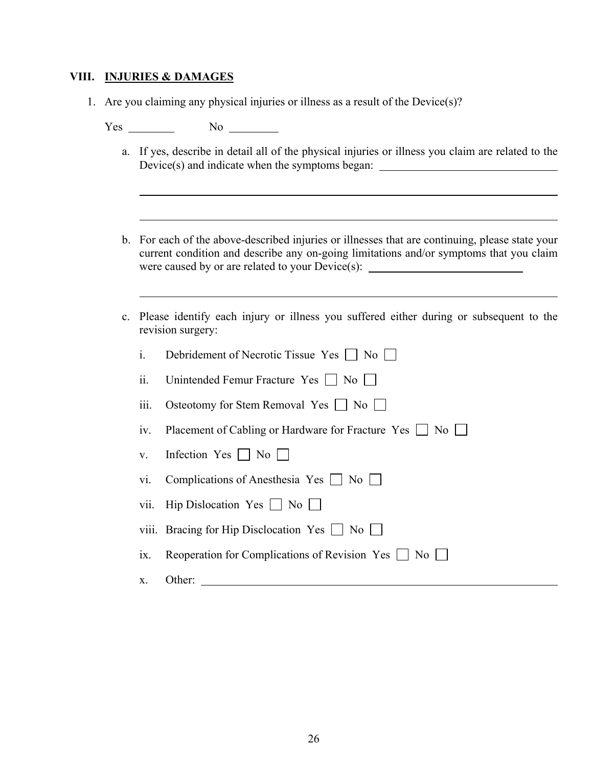## VIII. <u>INJURIES & DAMAGES</u>

1. Are you claiming any physical injuries or illness as a result of the Device(s)?

   Yes ________ No ________

   a. If yes, describe in detail all of the physical injuries or illness you claim are related to the Device(s) and indicate when the symptoms began: ______________________________

   ______________________________________________________________________________

   ______________________________________________________________________________

   b. For each of the above-described injuries or illnesses that are continuing, please state your current condition and describe any on-going limitations and/or symptoms that you claim were caused by or are related to your Device(s): ____________________________

   ______________________________________________________________________________

   c. Please identify each injury or illness you suffered either during or subsequent to the revision surgery:

      i. Debridement of Necrotic Tissue Yes ☐ No ☐

      ii. Unintended Femur Fracture Yes ☐ No ☐

      iii. Osteotomy for Stem Removal Yes ☐ No ☐

      iv. Placement of Cabling or Hardware for Fracture Yes ☐ No ☐

      v. Infection Yes ☐ No ☐

      vi. Complications of Anesthesia Yes ☐ No ☐

      vii. Hip Dislocation Yes ☐ No ☐

      viii. Bracing for Hip Disclocation Yes ☐ No ☐

      ix. Reoperation for Complications of Revision Yes ☐ No ☐

      x. Other: ______________________________________________________________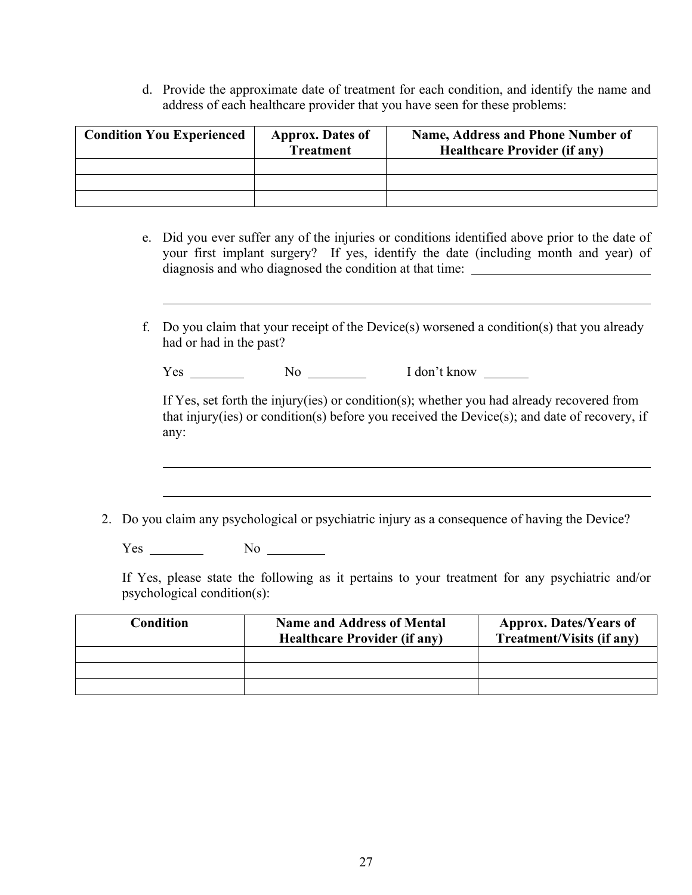d. Provide the approximate date of treatment for each condition, and identify the name and address of each healthcare provider that you have seen for these problems:

| Condition You Experienced | Approx. Dates of Treatment | Name, Address and Phone Number of Healthcare Provider (if any) |
|---|---|---|
| | | |
| | | |
| | | |

e. Did you ever suffer any of the injuries or conditions identified above prior to the date of your first implant surgery? If yes, identify the date (including month and year) of diagnosis and who diagnosed the condition at that time: ___________________________

_____________________________________________________________________________

f. Do you claim that your receipt of the Device(s) worsened a condition(s) that you already had or had in the past?

Yes ________ No _________ I don't know _______

If Yes, set forth the injury(ies) or condition(s); whether you had already recovered from that injury(ies) or condition(s) before you received the Device(s); and date of recovery, if any:

_____________________________________________________________________________

_____________________________________________________________________________

2. Do you claim any psychological or psychiatric injury as a consequence of having the Device?

Yes ________ No ________

If Yes, please state the following as it pertains to your treatment for any psychiatric and/or psychological condition(s):

| Condition | Name and Address of Mental Healthcare Provider (if any) | Approx. Dates/Years of Treatment/Visits (if any) |
|---|---|---|
| | | |
| | | |
| | | |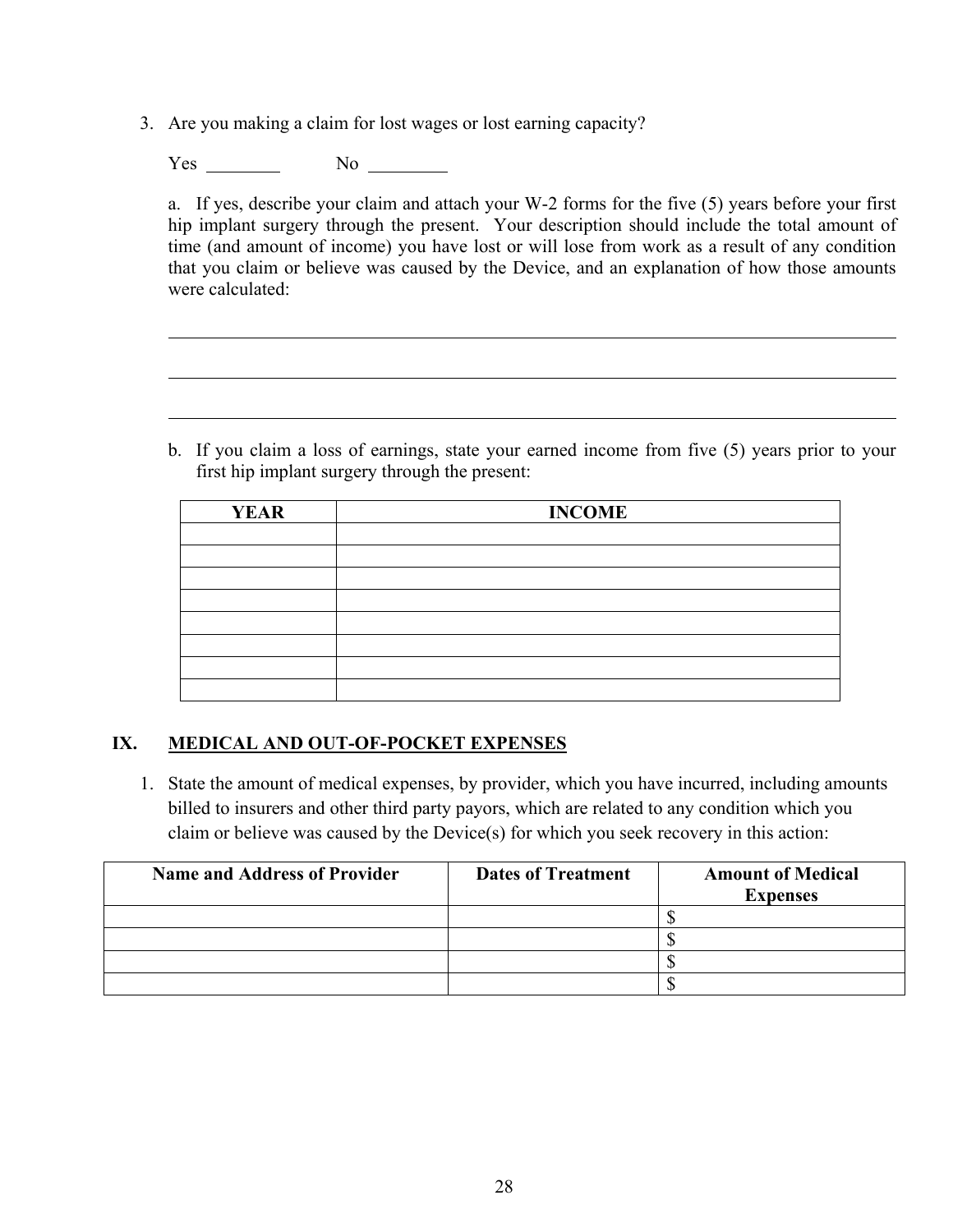3. Are you making a claim for lost wages or lost earning capacity?

   Yes ________ No ________

   a. If yes, describe your claim and attach your W-2 forms for the five (5) years before your first hip implant surgery through the present. Your description should include the total amount of time (and amount of income) you have lost or will lose from work as a result of any condition that you claim or believe was caused by the Device, and an explanation of how those amounts were calculated:

   ______________________________________________________________________________

   ______________________________________________________________________________

   ______________________________________________________________________________

   b. If you claim a loss of earnings, state your earned income from five (5) years prior to your first hip implant surgery through the present:

| YEAR | INCOME |
|---|---|
| | |
| | |
| | |
| | |
| | |
| | |
| | |
| | |

## IX. MEDICAL AND OUT-OF-POCKET EXPENSES

1. State the amount of medical expenses, by provider, which you have incurred, including amounts billed to insurers and other third party payors, which are related to any condition which you claim or believe was caused by the Device(s) for which you seek recovery in this action:

| Name and Address of Provider | Dates of Treatment | Amount of Medical Expenses |
|---|---|---|
| | | $ |
| | | $ |
| | | $ |
| | | $ |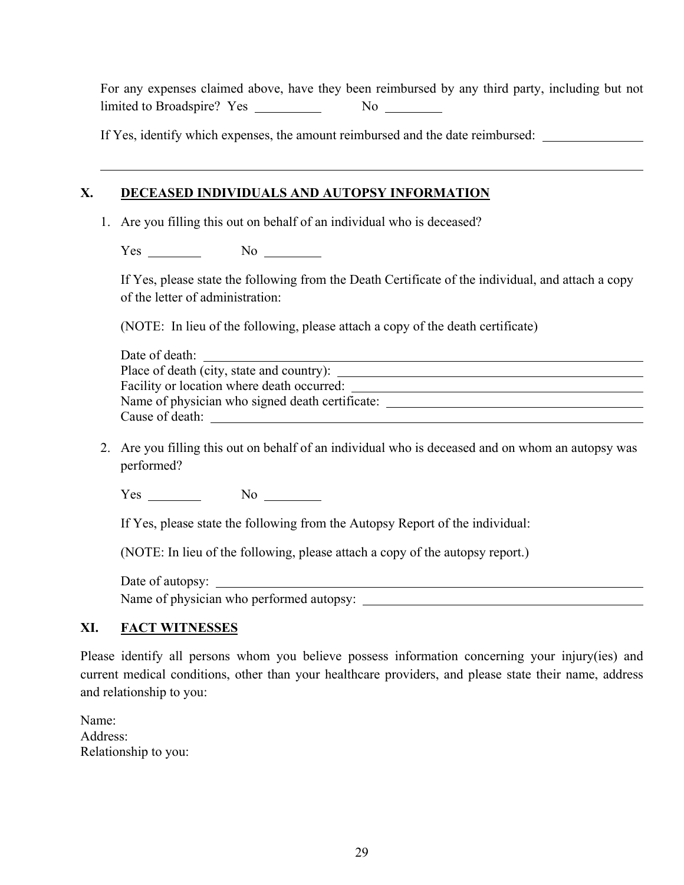For any expenses claimed above, have they been reimbursed by any third party, including but not limited to Broadspire? Yes __________ No _________

If Yes, identify which expenses, the amount reimbursed and the date reimbursed: _______________

_______________________________________________________________________________

## X. DECEASED INDIVIDUALS AND AUTOPSY INFORMATION

1. Are you filling this out on behalf of an individual who is deceased?

   Yes ________ No _________

   If Yes, please state the following from the Death Certificate of the individual, and attach a copy of the letter of administration:

   (NOTE: In lieu of the following, please attach a copy of the death certificate)

   Date of death: _______________________________________________
   Place of death (city, state and country): ______________________________
   Facility or location where death occurred: _____________________________
   Name of physician who signed death certificate: _________________________
   Cause of death: ______________________________________________

2. Are you filling this out on behalf of an individual who is deceased and on whom an autopsy was performed?

   Yes ________ No _________

   If Yes, please state the following from the Autopsy Report of the individual:

   (NOTE: In lieu of the following, please attach a copy of the autopsy report.)

   Date of autopsy: _____________________________________________
   Name of physician who performed autopsy: ____________________________

## XI. FACT WITNESSES

Please identify all persons whom you believe possess information concerning your injury(ies) and current medical conditions, other than your healthcare providers, and please state their name, address and relationship to you:

Name:
Address:
Relationship to you: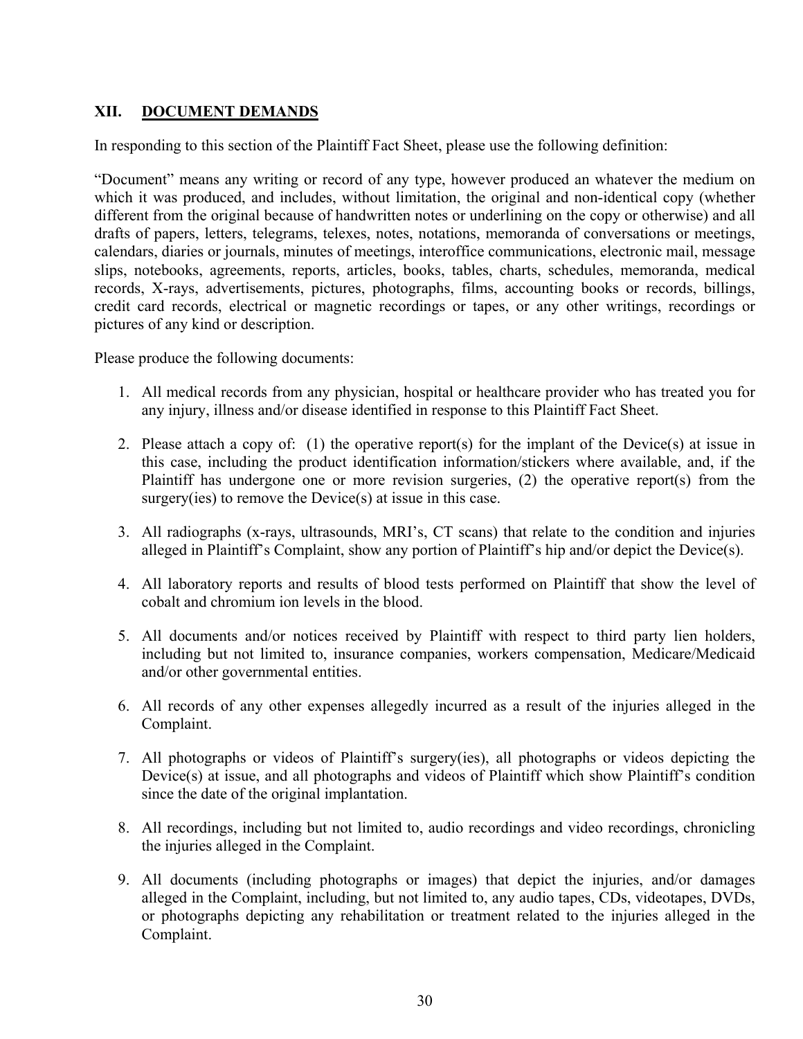## XII. DOCUMENT DEMANDS

In responding to this section of the Plaintiff Fact Sheet, please use the following definition:

"Document" means any writing or record of any type, however produced an whatever the medium on which it was produced, and includes, without limitation, the original and non-identical copy (whether different from the original because of handwritten notes or underlining on the copy or otherwise) and all drafts of papers, letters, telegrams, telexes, notes, notations, memoranda of conversations or meetings, calendars, diaries or journals, minutes of meetings, interoffice communications, electronic mail, message slips, notebooks, agreements, reports, articles, books, tables, charts, schedules, memoranda, medical records, X-rays, advertisements, pictures, photographs, films, accounting books or records, billings, credit card records, electrical or magnetic recordings or tapes, or any other writings, recordings or pictures of any kind or description.

Please produce the following documents:

1. All medical records from any physician, hospital or healthcare provider who has treated you for any injury, illness and/or disease identified in response to this Plaintiff Fact Sheet.
2. Please attach a copy of: (1) the operative report(s) for the implant of the Device(s) at issue in this case, including the product identification information/stickers where available, and, if the Plaintiff has undergone one or more revision surgeries, (2) the operative report(s) from the surgery(ies) to remove the Device(s) at issue in this case.
3. All radiographs (x-rays, ultrasounds, MRI's, CT scans) that relate to the condition and injuries alleged in Plaintiff's Complaint, show any portion of Plaintiff's hip and/or depict the Device(s).
4. All laboratory reports and results of blood tests performed on Plaintiff that show the level of cobalt and chromium ion levels in the blood.
5. All documents and/or notices received by Plaintiff with respect to third party lien holders, including but not limited to, insurance companies, workers compensation, Medicare/Medicaid and/or other governmental entities.
6. All records of any other expenses allegedly incurred as a result of the injuries alleged in the Complaint.
7. All photographs or videos of Plaintiff's surgery(ies), all photographs or videos depicting the Device(s) at issue, and all photographs and videos of Plaintiff which show Plaintiff's condition since the date of the original implantation.
8. All recordings, including but not limited to, audio recordings and video recordings, chronicling the injuries alleged in the Complaint.
9. All documents (including photographs or images) that depict the injuries, and/or damages alleged in the Complaint, including, but not limited to, any audio tapes, CDs, videotapes, DVDs, or photographs depicting any rehabilitation or treatment related to the injuries alleged in the Complaint.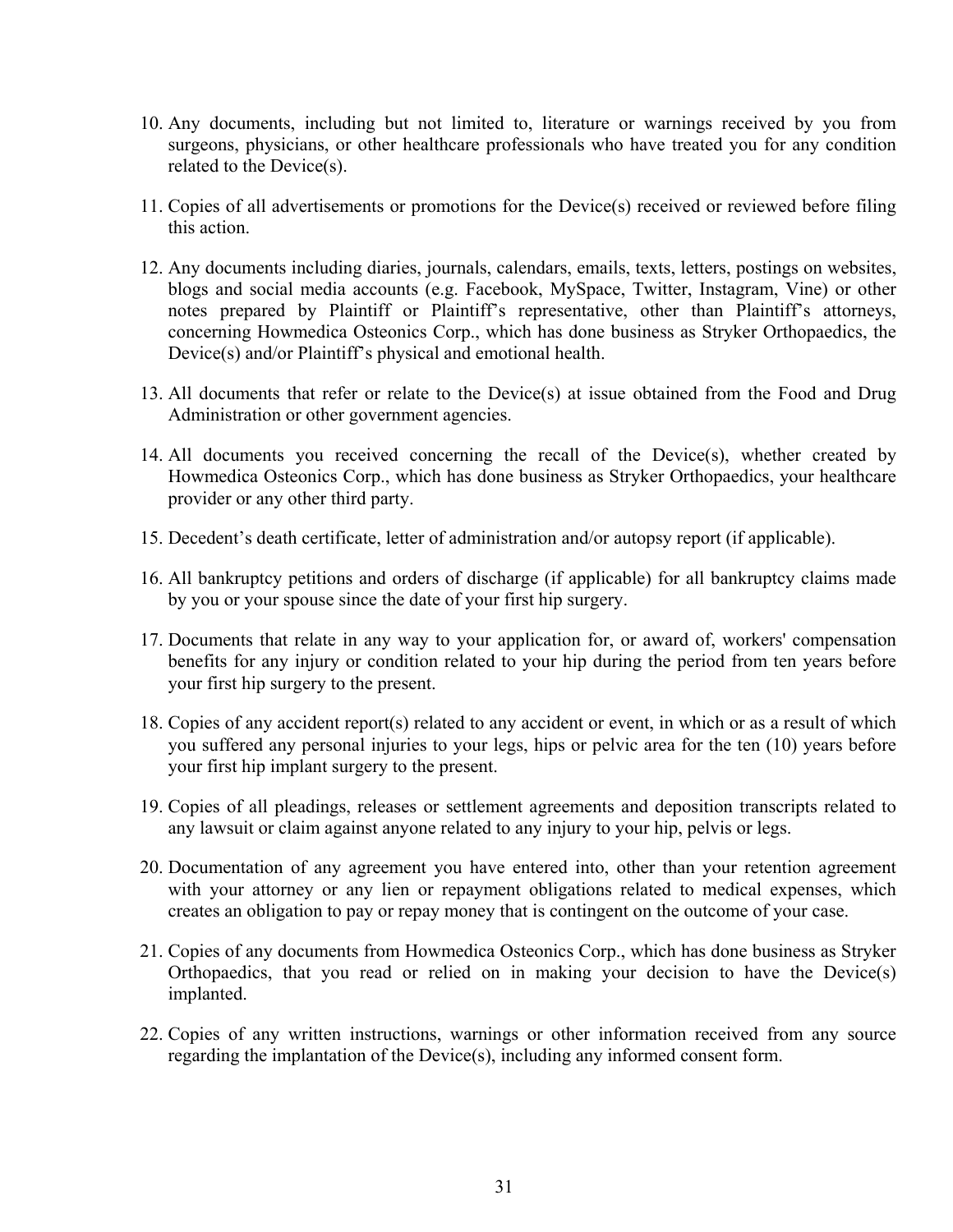10. Any documents, including but not limited to, literature or warnings received by you from surgeons, physicians, or other healthcare professionals who have treated you for any condition related to the Device(s).

11. Copies of all advertisements or promotions for the Device(s) received or reviewed before filing this action.

12. Any documents including diaries, journals, calendars, emails, texts, letters, postings on websites, blogs and social media accounts (e.g. Facebook, MySpace, Twitter, Instagram, Vine) or other notes prepared by Plaintiff or Plaintiff's representative, other than Plaintiff's attorneys, concerning Howmedica Osteonics Corp., which has done business as Stryker Orthopaedics, the Device(s) and/or Plaintiff's physical and emotional health.

13. All documents that refer or relate to the Device(s) at issue obtained from the Food and Drug Administration or other government agencies.

14. All documents you received concerning the recall of the Device(s), whether created by Howmedica Osteonics Corp., which has done business as Stryker Orthopaedics, your healthcare provider or any other third party.

15. Decedent's death certificate, letter of administration and/or autopsy report (if applicable).

16. All bankruptcy petitions and orders of discharge (if applicable) for all bankruptcy claims made by you or your spouse since the date of your first hip surgery.

17. Documents that relate in any way to your application for, or award of, workers' compensation benefits for any injury or condition related to your hip during the period from ten years before your first hip surgery to the present.

18. Copies of any accident report(s) related to any accident or event, in which or as a result of which you suffered any personal injuries to your legs, hips or pelvic area for the ten (10) years before your first hip implant surgery to the present.

19. Copies of all pleadings, releases or settlement agreements and deposition transcripts related to any lawsuit or claim against anyone related to any injury to your hip, pelvis or legs.

20. Documentation of any agreement you have entered into, other than your retention agreement with your attorney or any lien or repayment obligations related to medical expenses, which creates an obligation to pay or repay money that is contingent on the outcome of your case.

21. Copies of any documents from Howmedica Osteonics Corp., which has done business as Stryker Orthopaedics, that you read or relied on in making your decision to have the Device(s) implanted.

22. Copies of any written instructions, warnings or other information received from any source regarding the implantation of the Device(s), including any informed consent form.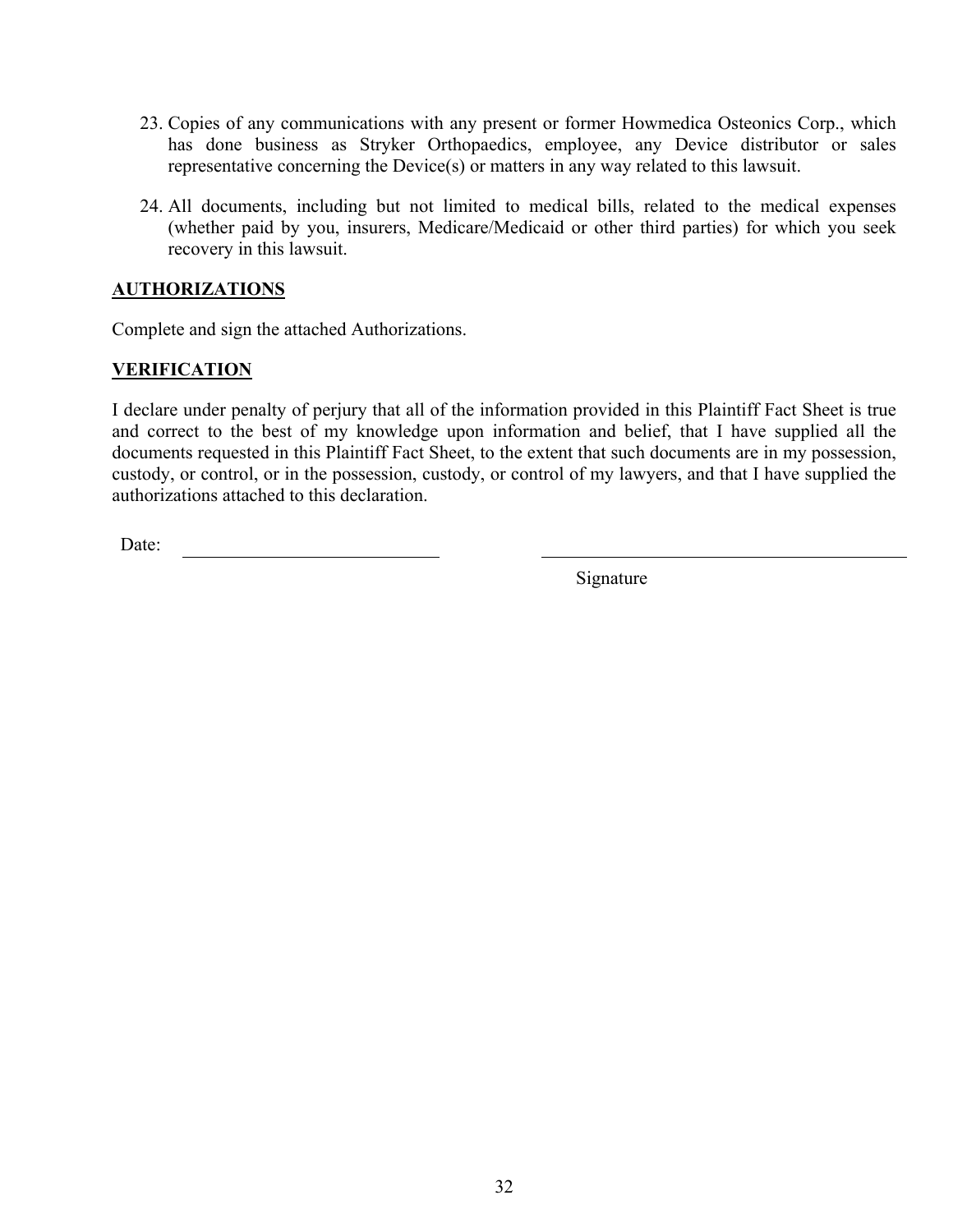23. Copies of any communications with any present or former Howmedica Osteonics Corp., which has done business as Stryker Orthopaedics, employee, any Device distributor or sales representative concerning the Device(s) or matters in any way related to this lawsuit.

24. All documents, including but not limited to medical bills, related to the medical expenses (whether paid by you, insurers, Medicare/Medicaid or other third parties) for which you seek recovery in this lawsuit.

**AUTHORIZATIONS**

Complete and sign the attached Authorizations.

**VERIFICATION**

I declare under penalty of perjury that all of the information provided in this Plaintiff Fact Sheet is true and correct to the best of my knowledge upon information and belief, that I have supplied all the documents requested in this Plaintiff Fact Sheet, to the extent that such documents are in my possession, custody, or control, or in the possession, custody, or control of my lawyers, and that I have supplied the authorizations attached to this declaration.

Date: ____________________________ ________________________________________

Signature